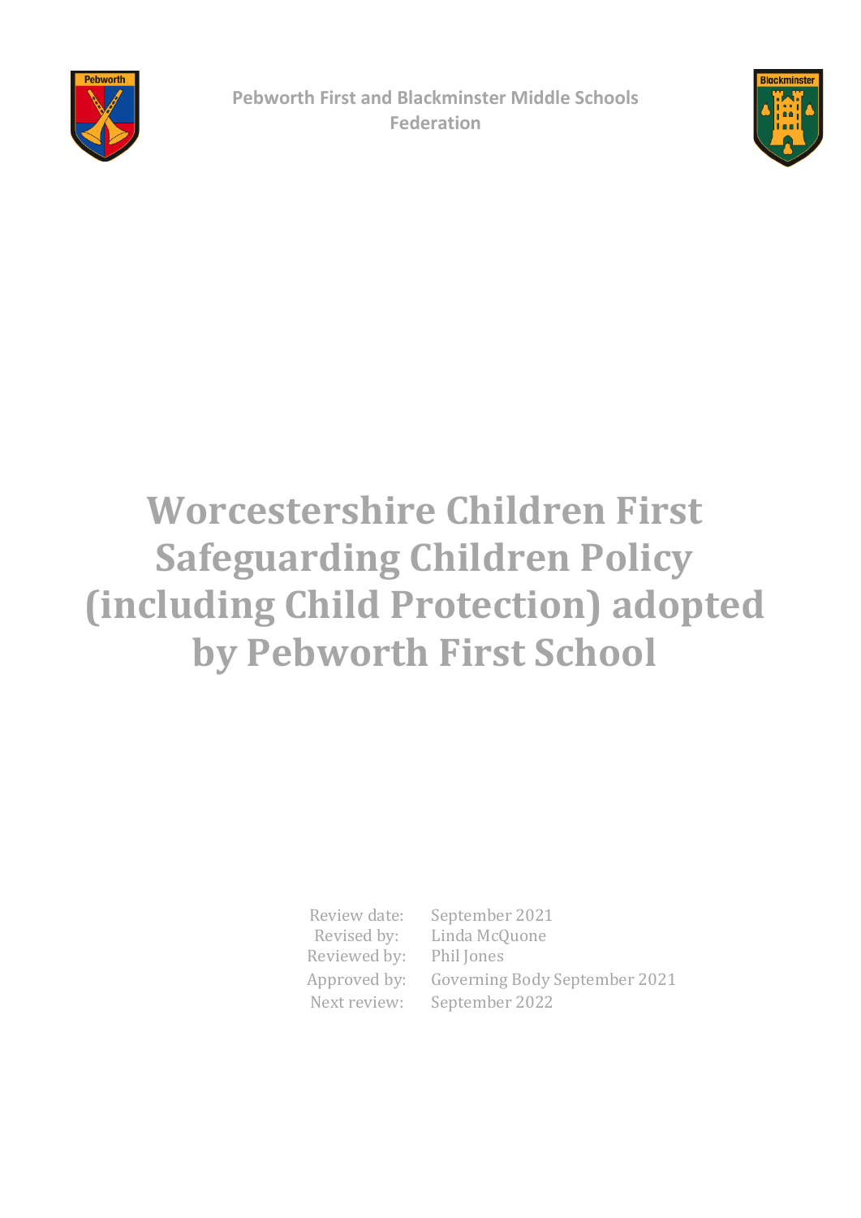Pebworth First and Blackminster Middle Schools Federation

# Worcestershire Children First Safeguarding Children Policy (including Child Protection) adopted by Pebworth First School

| | |
|---|---|
| Review date: | September 2021 |
| Revised by: | Linda McQuone |
| Reviewed by: | Phil Jones |
| Approved by: | Governing Body September 2021 |
| Next review: | September 2022 |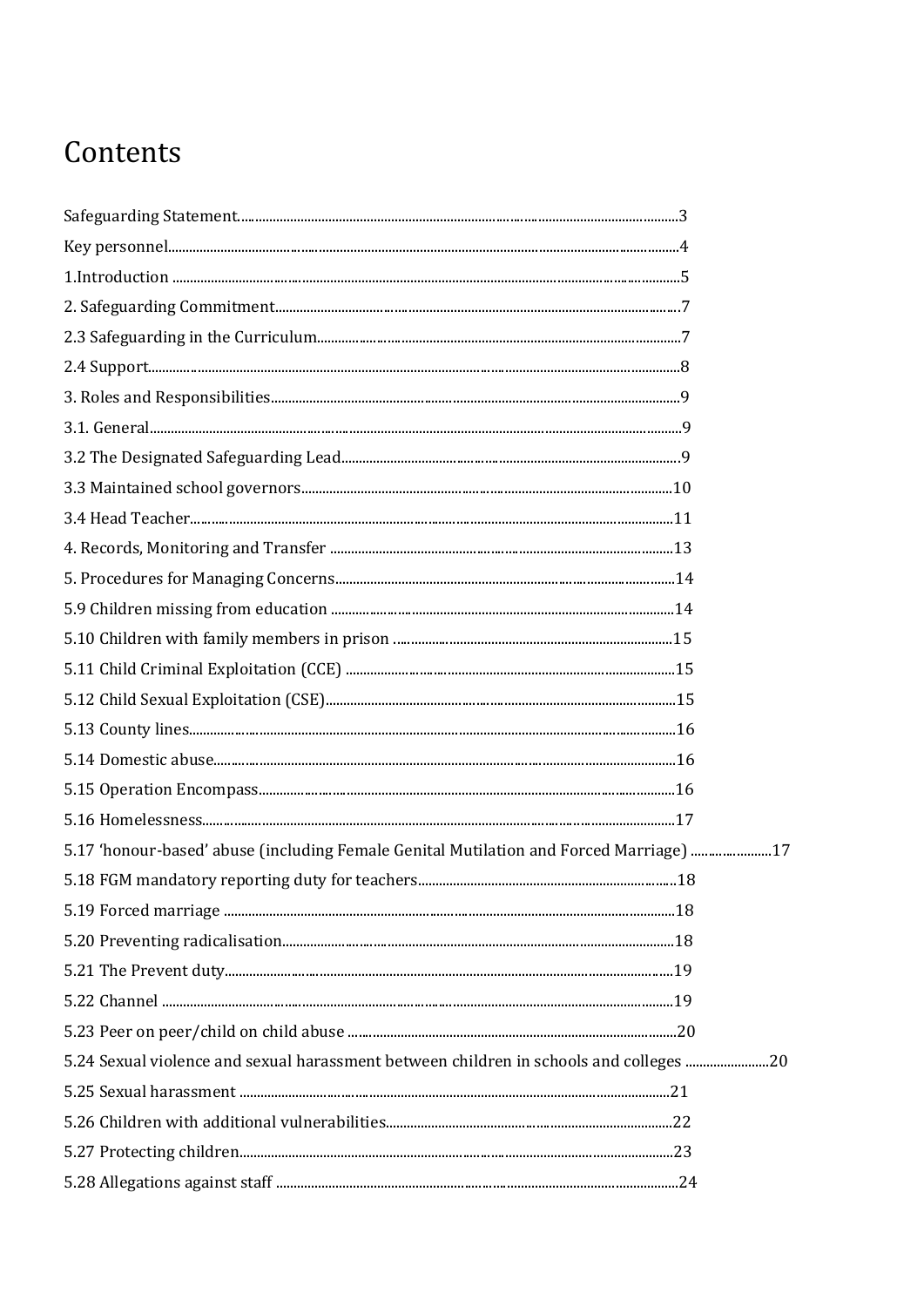# Contents

Safeguarding Statement............................................................................................................3
Key personnel..........................................................................................................................4
1.Introduction ...........................................................................................................................5
2. Safeguarding Commitment.....................................................................................................7
2.3 Safeguarding in the Curriculum.............................................................................................7
2.4 Support..................................................................................................................................8
3. Roles and Responsibilities.......................................................................................................9
3.1. General.................................................................................................................................9
3.2 The Designated Safeguarding Lead........................................................................................9
3.3 Maintained school governors...............................................................................................10
3.4 Head Teacher........................................................................................................................11
4. Records, Monitoring and Transfer ........................................................................................13
5. Procedures for Managing Concerns.......................................................................................14
5.9 Children missing from education .........................................................................................14
5.10 Children with family members in prison ...........................................................................15
5.11 Child Criminal Exploitation (CCE) ......................................................................................15
5.12 Child Sexual Exploitation (CSE)...........................................................................................15
5.13 County lines........................................................................................................................16
5.14 Domestic abuse...................................................................................................................16
5.15 Operation Encompass.........................................................................................................16
5.16 Homelessness......................................................................................................................17
5.17 'honour-based' abuse (including Female Genital Mutilation and Forced Marriage) ........................17
5.18 FGM mandatory reporting duty for teachers.......................................................................18
5.19 Forced marriage ..................................................................................................................18
5.20 Preventing radicalisation.....................................................................................................18
5.21 The Prevent duty.................................................................................................................19
5.22 Channel ..............................................................................................................................19
5.23 Peer on peer/child on child abuse ......................................................................................20
5.24 Sexual violence and sexual harassment between children in schools and colleges ........................20
5.25 Sexual harassment .............................................................................................................21
5.26 Children with additional vulnerabilities..............................................................................22
5.27 Protecting children.............................................................................................................23
5.28 Allegations against staff .....................................................................................................24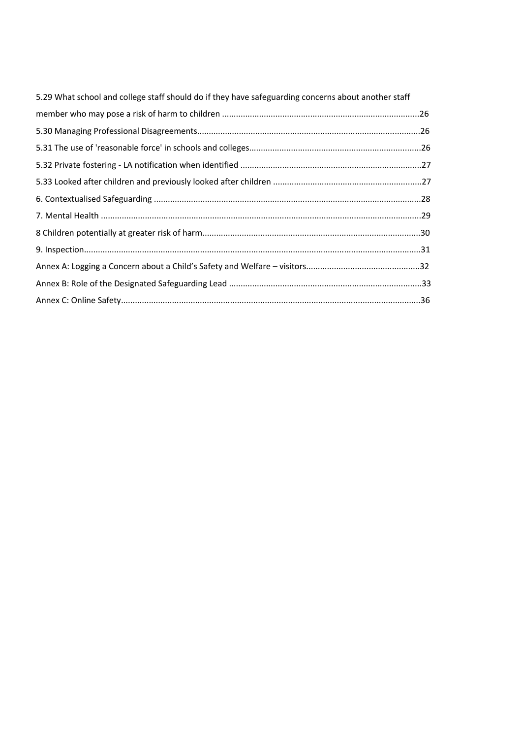5.29 What school and college staff should do if they have safeguarding concerns about another staff member who may pose a risk of harm to children ....................................................................................26

5.30 Managing Professional Disagreements...............................................................................................26

5.31 The use of 'reasonable force' in schools and colleges..........................................................................26

5.32 Private fostering - LA notification when identified .............................................................................27

5.33 Looked after children and previously looked after children ................................................................27

6. Contextualised Safeguarding ..................................................................................................................28

7. Mental Health .........................................................................................................................................29

8 Children potentially at greater risk of harm.............................................................................................30

9. Inspection................................................................................................................................................31

Annex A: Logging a Concern about a Child's Safety and Welfare – visitors.................................................32

Annex B: Role of the Designated Safeguarding Lead ..................................................................................33

Annex C: Online Safety................................................................................................................................36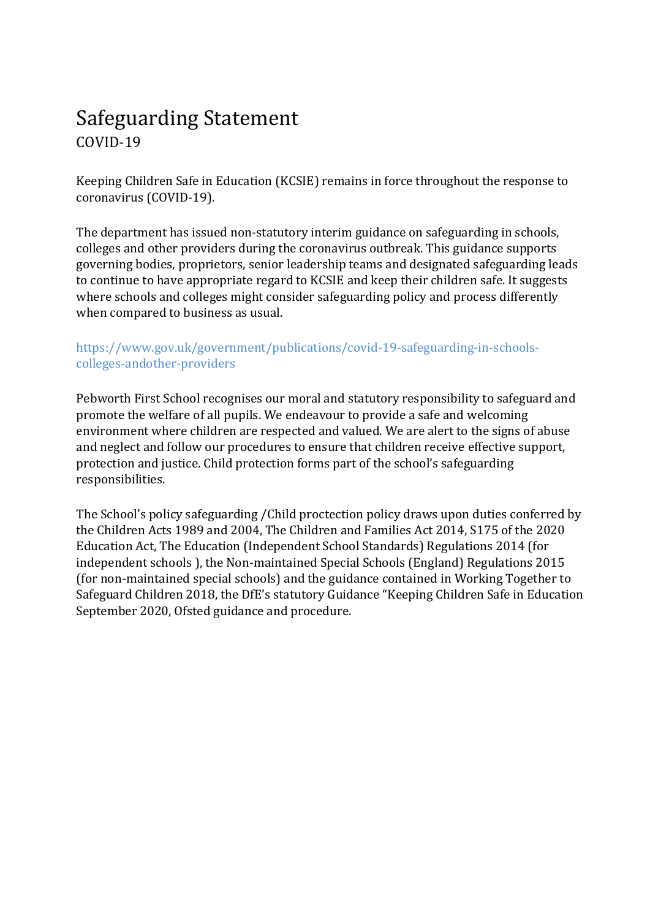# Safeguarding Statement

COVID-19

Keeping Children Safe in Education (KCSIE) remains in force throughout the response to coronavirus (COVID-19).

The department has issued non-statutory interim guidance on safeguarding in schools, colleges and other providers during the coronavirus outbreak. This guidance supports governing bodies, proprietors, senior leadership teams and designated safeguarding leads to continue to have appropriate regard to KCSIE and keep their children safe. It suggests where schools and colleges might consider safeguarding policy and process differently when compared to business as usual.

https://www.gov.uk/government/publications/covid-19-safeguarding-in-schools-colleges-andother-providers

Pebworth First School recognises our moral and statutory responsibility to safeguard and promote the welfare of all pupils. We endeavour to provide a safe and welcoming environment where children are respected and valued. We are alert to the signs of abuse and neglect and follow our procedures to ensure that children receive effective support, protection and justice. Child protection forms part of the school's safeguarding responsibilities.

The School's policy safeguarding /Child proctection policy draws upon duties conferred by the Children Acts 1989 and 2004, The Children and Families Act 2014, S175 of the 2020 Education Act, The Education (Independent School Standards) Regulations 2014 (for independent schools ), the Non-maintained Special Schools (England) Regulations 2015 (for non-maintained special schools) and the guidance contained in Working Together to Safeguard Children 2018, the DfE's statutory Guidance "Keeping Children Safe in Education September 2020, Ofsted guidance and procedure.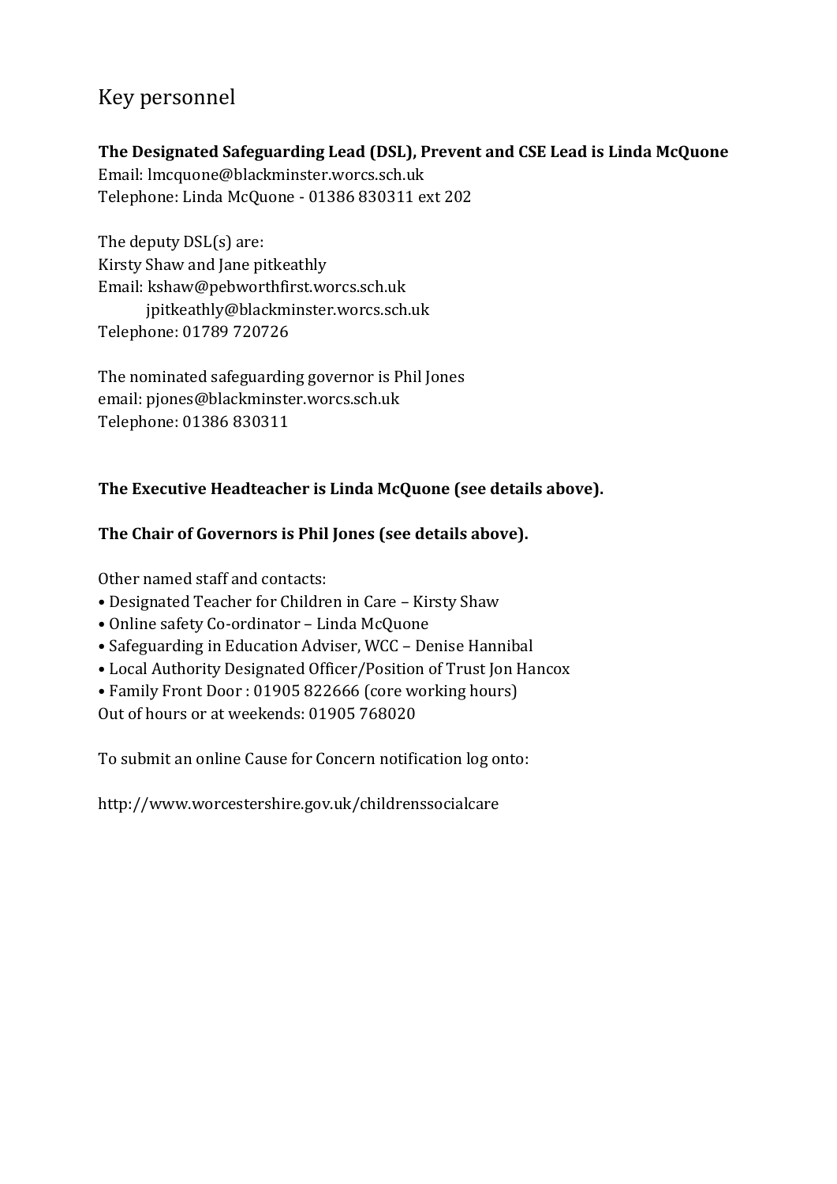# Key personnel

**The Designated Safeguarding Lead (DSL), Prevent and CSE Lead is Linda McQuone**
Email: lmcquone@blackminster.worcs.sch.uk
Telephone: Linda McQuone - 01386 830311 ext 202

The deputy DSL(s) are:
Kirsty Shaw and Jane pitkeathly
Email: kshaw@pebworthfirst.worcs.sch.uk
jpitkeathly@blackminster.worcs.sch.uk
Telephone: 01789 720726

The nominated safeguarding governor is Phil Jones
email: pjones@blackminster.worcs.sch.uk
Telephone: 01386 830311

**The Executive Headteacher is Linda McQuone (see details above).**

**The Chair of Governors is Phil Jones (see details above).**

Other named staff and contacts:

- Designated Teacher for Children in Care – Kirsty Shaw
- Online safety Co-ordinator – Linda McQuone
- Safeguarding in Education Adviser, WCC – Denise Hannibal
- Local Authority Designated Officer/Position of Trust Jon Hancox
- Family Front Door : 01905 822666 (core working hours)

Out of hours or at weekends: 01905 768020

To submit an online Cause for Concern notification log onto:

http://www.worcestershire.gov.uk/childrenssocialcare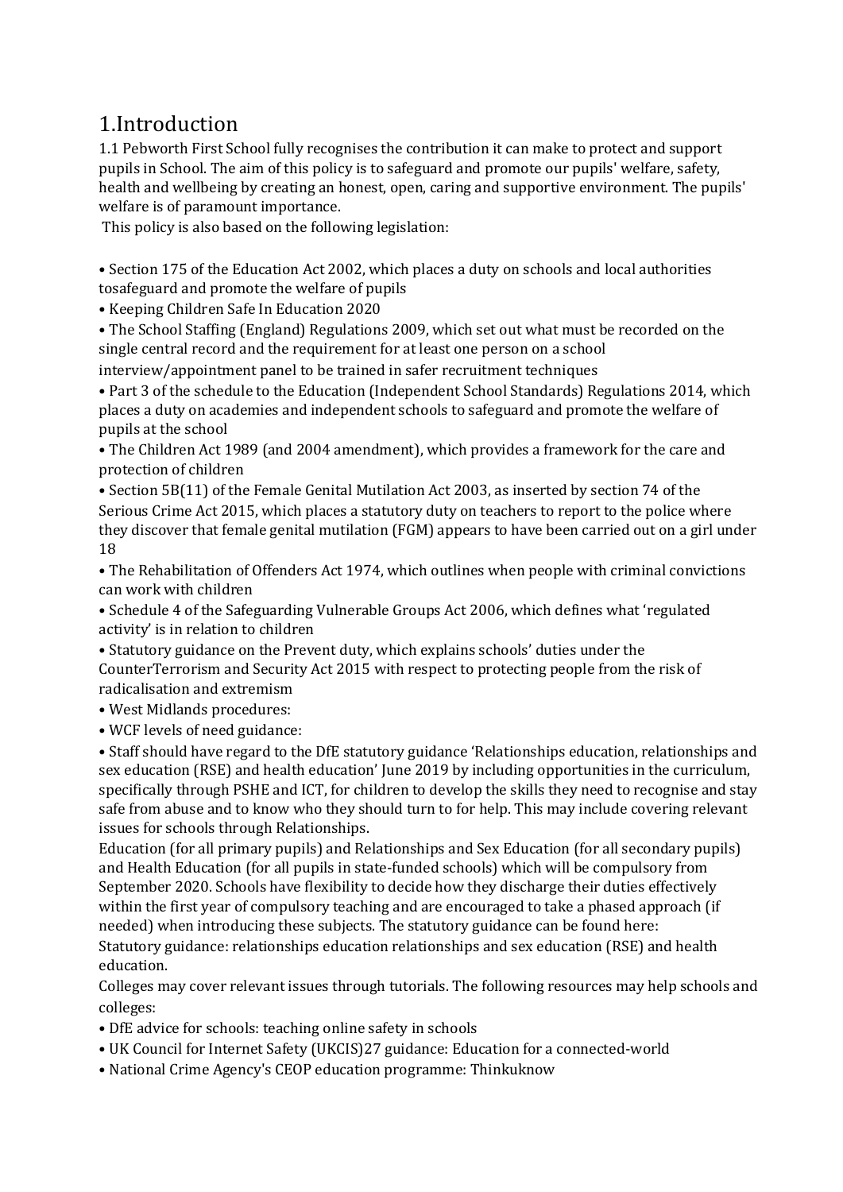# 1.Introduction

1.1 Pebworth First School fully recognises the contribution it can make to protect and support pupils in School. The aim of this policy is to safeguard and promote our pupils' welfare, safety, health and wellbeing by creating an honest, open, caring and supportive environment. The pupils' welfare is of paramount importance.

This policy is also based on the following legislation:

- Section 175 of the Education Act 2002, which places a duty on schools and local authorities tosafeguard and promote the welfare of pupils
- Keeping Children Safe In Education 2020
- The School Staffing (England) Regulations 2009, which set out what must be recorded on the single central record and the requirement for at least one person on a school interview/appointment panel to be trained in safer recruitment techniques
- Part 3 of the schedule to the Education (Independent School Standards) Regulations 2014, which places a duty on academies and independent schools to safeguard and promote the welfare of pupils at the school
- The Children Act 1989 (and 2004 amendment), which provides a framework for the care and protection of children
- Section 5B(11) of the Female Genital Mutilation Act 2003, as inserted by section 74 of the Serious Crime Act 2015, which places a statutory duty on teachers to report to the police where they discover that female genital mutilation (FGM) appears to have been carried out on a girl under 18
- The Rehabilitation of Offenders Act 1974, which outlines when people with criminal convictions can work with children
- Schedule 4 of the Safeguarding Vulnerable Groups Act 2006, which defines what 'regulated activity' is in relation to children
- Statutory guidance on the Prevent duty, which explains schools' duties under the CounterTerrorism and Security Act 2015 with respect to protecting people from the risk of radicalisation and extremism
- West Midlands procedures:
- WCF levels of need guidance:
- Staff should have regard to the DfE statutory guidance 'Relationships education, relationships and sex education (RSE) and health education' June 2019 by including opportunities in the curriculum, specifically through PSHE and ICT, for children to develop the skills they need to recognise and stay safe from abuse and to know who they should turn to for help. This may include covering relevant issues for schools through Relationships.

Education (for all primary pupils) and Relationships and Sex Education (for all secondary pupils) and Health Education (for all pupils in state-funded schools) which will be compulsory from September 2020. Schools have flexibility to decide how they discharge their duties effectively within the first year of compulsory teaching and are encouraged to take a phased approach (if needed) when introducing these subjects. The statutory guidance can be found here: Statutory guidance: relationships education relationships and sex education (RSE) and health education.

Colleges may cover relevant issues through tutorials. The following resources may help schools and colleges:

- DfE advice for schools: teaching online safety in schools
- UK Council for Internet Safety (UKCIS)27 guidance: Education for a connected-world
- National Crime Agency's CEOP education programme: Thinkuknow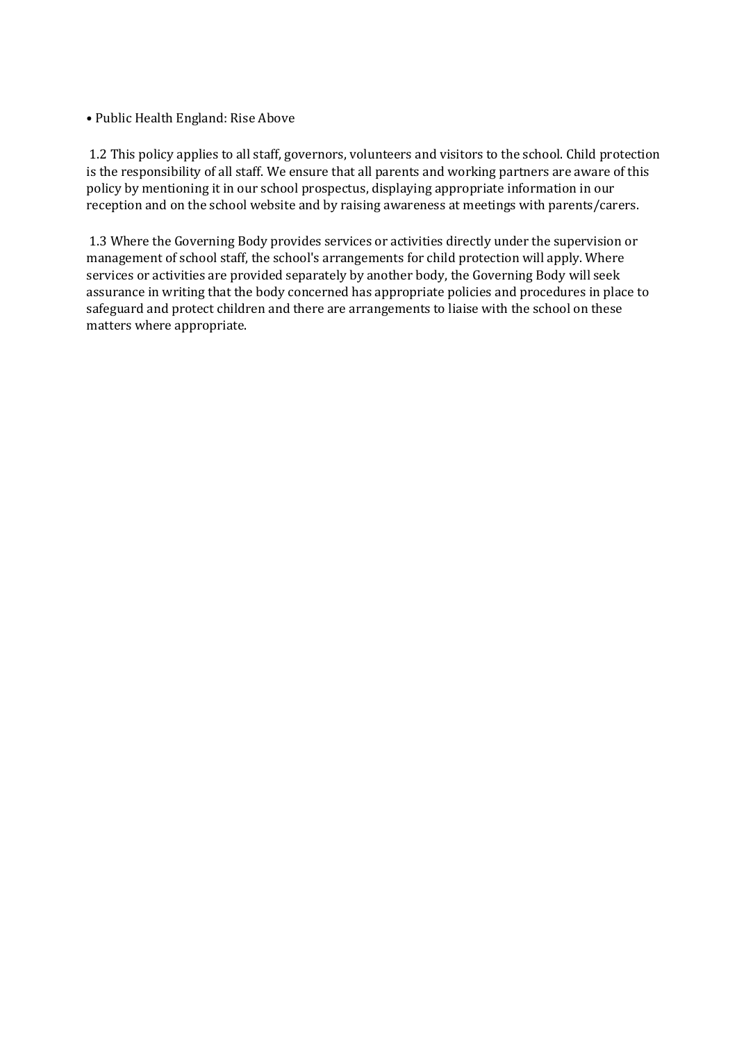- Public Health England: Rise Above

1.2 This policy applies to all staff, governors, volunteers and visitors to the school. Child protection is the responsibility of all staff. We ensure that all parents and working partners are aware of this policy by mentioning it in our school prospectus, displaying appropriate information in our reception and on the school website and by raising awareness at meetings with parents/carers.

1.3 Where the Governing Body provides services or activities directly under the supervision or management of school staff, the school's arrangements for child protection will apply. Where services or activities are provided separately by another body, the Governing Body will seek assurance in writing that the body concerned has appropriate policies and procedures in place to safeguard and protect children and there are arrangements to liaise with the school on these matters where appropriate.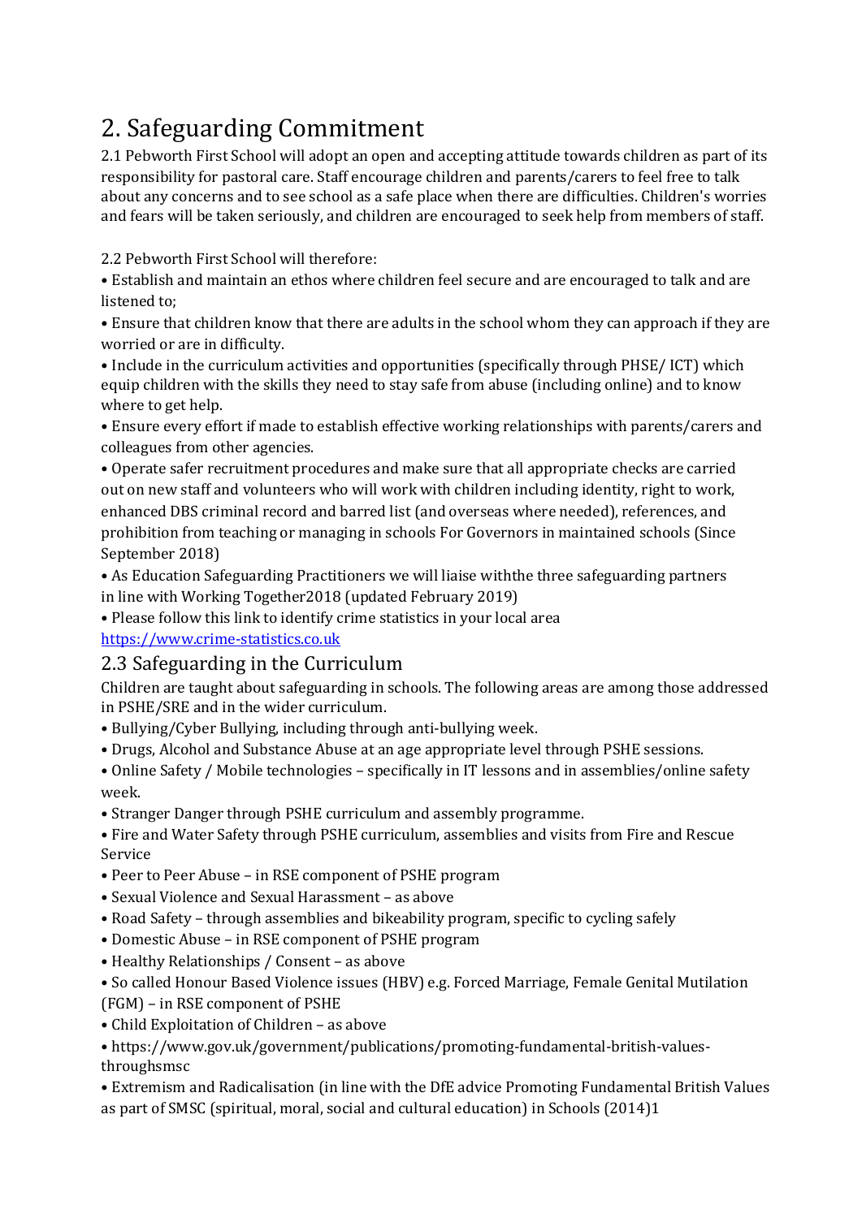# 2. Safeguarding Commitment

2.1 Pebworth First School will adopt an open and accepting attitude towards children as part of its responsibility for pastoral care. Staff encourage children and parents/carers to feel free to talk about any concerns and to see school as a safe place when there are difficulties. Children's worries and fears will be taken seriously, and children are encouraged to seek help from members of staff.

2.2 Pebworth First School will therefore:

- Establish and maintain an ethos where children feel secure and are encouraged to talk and are listened to;
- Ensure that children know that there are adults in the school whom they can approach if they are worried or are in difficulty.
- Include in the curriculum activities and opportunities (specifically through PHSE/ ICT) which equip children with the skills they need to stay safe from abuse (including online) and to know where to get help.
- Ensure every effort if made to establish effective working relationships with parents/carers and colleagues from other agencies.
- Operate safer recruitment procedures and make sure that all appropriate checks are carried out on new staff and volunteers who will work with children including identity, right to work, enhanced DBS criminal record and barred list (and overseas where needed), references, and prohibition from teaching or managing in schools For Governors in maintained schools (Since September 2018)
- As Education Safeguarding Practitioners we will liaise withthe three safeguarding partners in line with Working Together2018 (updated February 2019)
- Please follow this link to identify crime statistics in your local area [https://www.crime-statistics.co.uk](https://www.crime-statistics.co.uk)

## 2.3 Safeguarding in the Curriculum

Children are taught about safeguarding in schools. The following areas are among those addressed in PSHE/SRE and in the wider curriculum.

- Bullying/Cyber Bullying, including through anti-bullying week.
- Drugs, Alcohol and Substance Abuse at an age appropriate level through PHSE sessions.
- Online Safety / Mobile technologies – specifically in IT lessons and in assemblies/online safety week.
- Stranger Danger through PSHE curriculum and assembly programme.
- Fire and Water Safety through PSHE curriculum, assemblies and visits from Fire and Rescue Service
- Peer to Peer Abuse – in RSE component of PSHE program
- Sexual Violence and Sexual Harassment – as above
- Road Safety – through assemblies and bikeability program, specific to cycling safely
- Domestic Abuse – in RSE component of PSHE program
- Healthy Relationships / Consent – as above
- So called Honour Based Violence issues (HBV) e.g. Forced Marriage, Female Genital Mutilation (FGM) – in RSE component of PSHE
- Child Exploitation of Children – as above
- https://www.gov.uk/government/publications/promoting-fundamental-british-values-throughsmsc
- Extremism and Radicalisation (in line with the DfE advice Promoting Fundamental British Values as part of SMSC (spiritual, moral, social and cultural education) in Schools (2014)[1]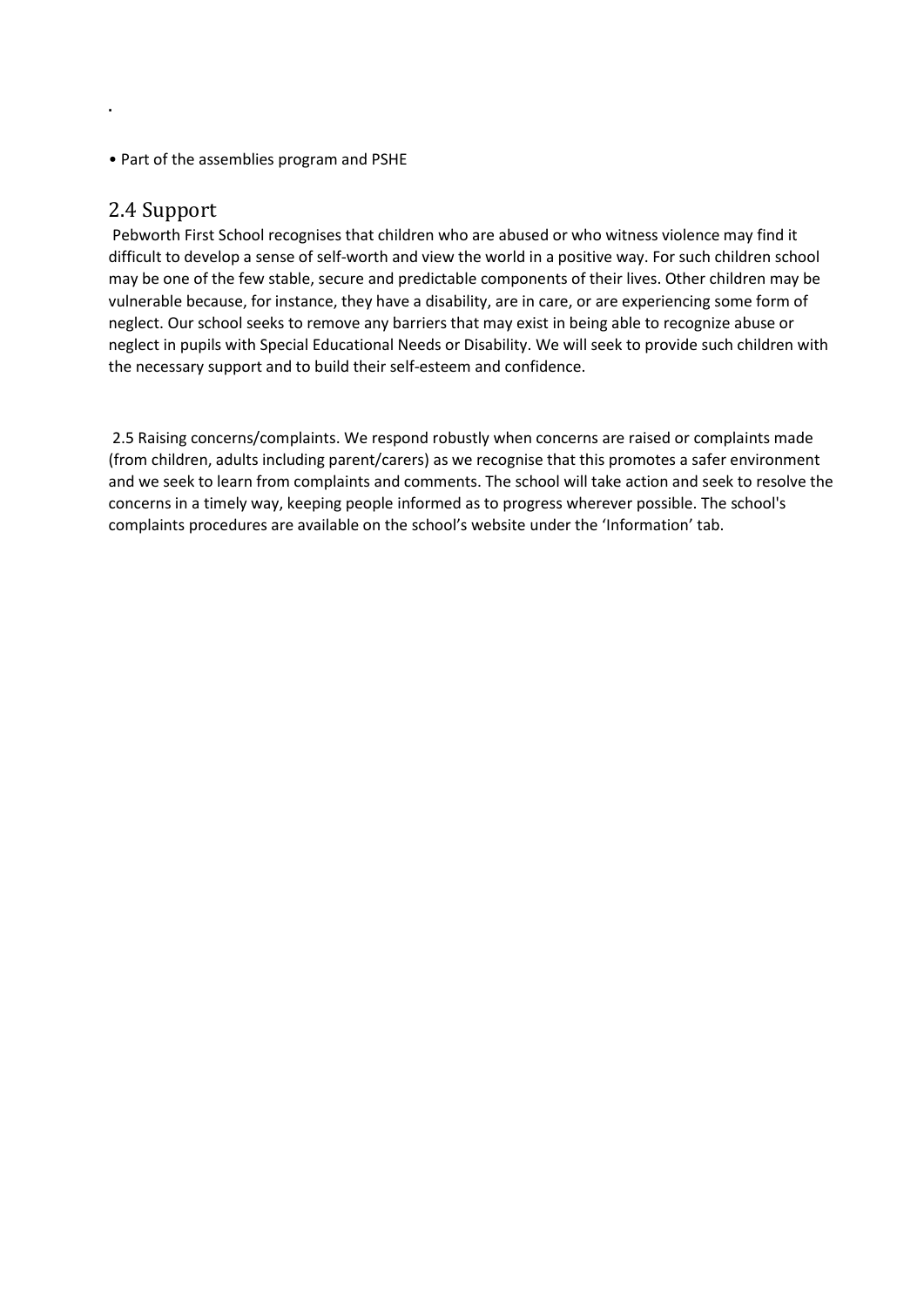.

- Part of the assemblies program and PSHE

## 2.4 Support

Pebworth First School recognises that children who are abused or who witness violence may find it difficult to develop a sense of self-worth and view the world in a positive way. For such children school may be one of the few stable, secure and predictable components of their lives. Other children may be vulnerable because, for instance, they have a disability, are in care, or are experiencing some form of neglect. Our school seeks to remove any barriers that may exist in being able to recognize abuse or neglect in pupils with Special Educational Needs or Disability. We will seek to provide such children with the necessary support and to build their self-esteem and confidence.

2.5 Raising concerns/complaints. We respond robustly when concerns are raised or complaints made (from children, adults including parent/carers) as we recognise that this promotes a safer environment and we seek to learn from complaints and comments. The school will take action and seek to resolve the concerns in a timely way, keeping people informed as to progress wherever possible. The school's complaints procedures are available on the school's website under the 'Information' tab.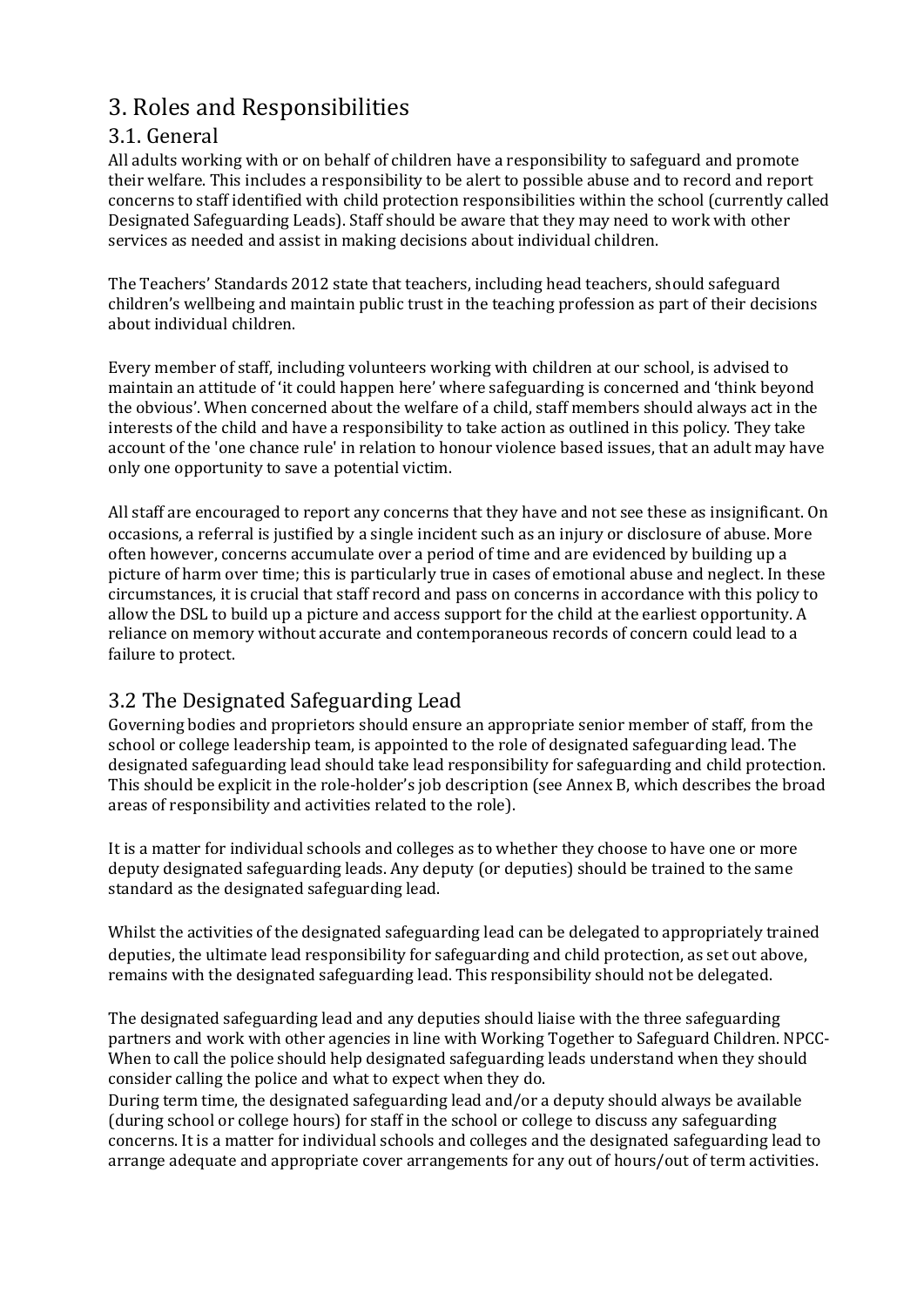# 3. Roles and Responsibilities

## 3.1. General

All adults working with or on behalf of children have a responsibility to safeguard and promote their welfare. This includes a responsibility to be alert to possible abuse and to record and report concerns to staff identified with child protection responsibilities within the school (currently called Designated Safeguarding Leads). Staff should be aware that they may need to work with other services as needed and assist in making decisions about individual children.

The Teachers' Standards 2012 state that teachers, including head teachers, should safeguard children's wellbeing and maintain public trust in the teaching profession as part of their decisions about individual children.

Every member of staff, including volunteers working with children at our school, is advised to maintain an attitude of 'it could happen here' where safeguarding is concerned and 'think beyond the obvious'. When concerned about the welfare of a child, staff members should always act in the interests of the child and have a responsibility to take action as outlined in this policy. They take account of the 'one chance rule' in relation to honour violence based issues, that an adult may have only one opportunity to save a potential victim.

All staff are encouraged to report any concerns that they have and not see these as insignificant. On occasions, a referral is justified by a single incident such as an injury or disclosure of abuse. More often however, concerns accumulate over a period of time and are evidenced by building up a picture of harm over time; this is particularly true in cases of emotional abuse and neglect. In these circumstances, it is crucial that staff record and pass on concerns in accordance with this policy to allow the DSL to build up a picture and access support for the child at the earliest opportunity. A reliance on memory without accurate and contemporaneous records of concern could lead to a failure to protect.

## 3.2 The Designated Safeguarding Lead

Governing bodies and proprietors should ensure an appropriate senior member of staff, from the school or college leadership team, is appointed to the role of designated safeguarding lead. The designated safeguarding lead should take lead responsibility for safeguarding and child protection. This should be explicit in the role-holder's job description (see Annex B, which describes the broad areas of responsibility and activities related to the role).

It is a matter for individual schools and colleges as to whether they choose to have one or more deputy designated safeguarding leads. Any deputy (or deputies) should be trained to the same standard as the designated safeguarding lead.

Whilst the activities of the designated safeguarding lead can be delegated to appropriately trained deputies, the ultimate lead responsibility for safeguarding and child protection, as set out above, remains with the designated safeguarding lead. This responsibility should not be delegated.

The designated safeguarding lead and any deputies should liaise with the three safeguarding partners and work with other agencies in line with Working Together to Safeguard Children. NPCC- When to call the police should help designated safeguarding leads understand when they should consider calling the police and what to expect when they do.

During term time, the designated safeguarding lead and/or a deputy should always be available (during school or college hours) for staff in the school or college to discuss any safeguarding concerns. It is a matter for individual schools and colleges and the designated safeguarding lead to arrange adequate and appropriate cover arrangements for any out of hours/out of term activities.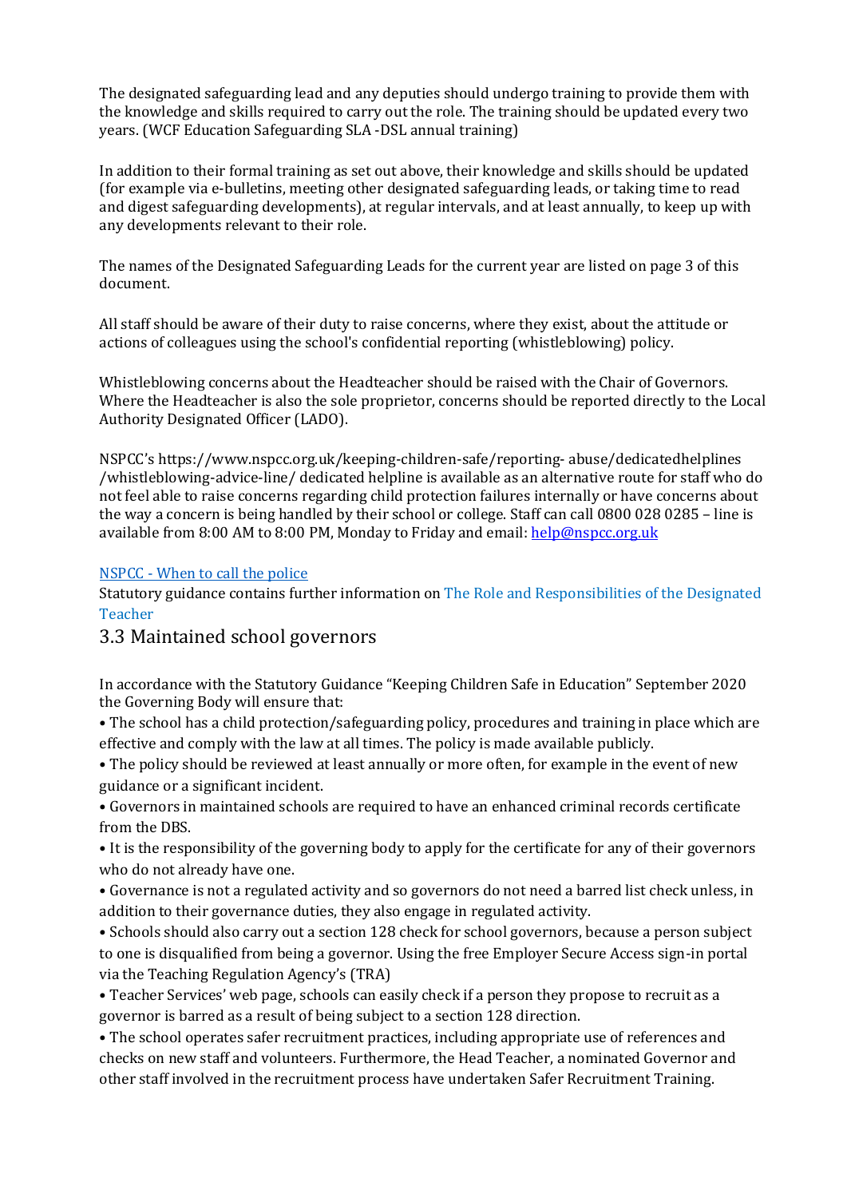The designated safeguarding lead and any deputies should undergo training to provide them with the knowledge and skills required to carry out the role. The training should be updated every two years. (WCF Education Safeguarding SLA -DSL annual training)

In addition to their formal training as set out above, their knowledge and skills should be updated (for example via e-bulletins, meeting other designated safeguarding leads, or taking time to read and digest safeguarding developments), at regular intervals, and at least annually, to keep up with any developments relevant to their role.

The names of the Designated Safeguarding Leads for the current year are listed on page 3 of this document.

All staff should be aware of their duty to raise concerns, where they exist, about the attitude or actions of colleagues using the school's confidential reporting (whistleblowing) policy.

Whistleblowing concerns about the Headteacher should be raised with the Chair of Governors. Where the Headteacher is also the sole proprietor, concerns should be reported directly to the Local Authority Designated Officer (LADO).

NSPCC's https://www.nspcc.org.uk/keeping-children-safe/reporting- abuse/dedicatedhelplines /whistleblowing-advice-line/ dedicated helpline is available as an alternative route for staff who do not feel able to raise concerns regarding child protection failures internally or have concerns about the way a concern is being handled by their school or college. Staff can call 0800 028 0285 – line is available from 8:00 AM to 8:00 PM, Monday to Friday and email: help@nspcc.org.uk

NSPCC - When to call the police

Statutory guidance contains further information on The Role and Responsibilities of the Designated Teacher

## 3.3 Maintained school governors

In accordance with the Statutory Guidance "Keeping Children Safe in Education" September 2020 the Governing Body will ensure that:

- The school has a child protection/safeguarding policy, procedures and training in place which are effective and comply with the law at all times. The policy is made available publicly.
- The policy should be reviewed at least annually or more often, for example in the event of new guidance or a significant incident.
- Governors in maintained schools are required to have an enhanced criminal records certificate from the DBS.
- It is the responsibility of the governing body to apply for the certificate for any of their governors who do not already have one.
- Governance is not a regulated activity and so governors do not need a barred list check unless, in addition to their governance duties, they also engage in regulated activity.
- Schools should also carry out a section 128 check for school governors, because a person subject to one is disqualified from being a governor. Using the free Employer Secure Access sign-in portal via the Teaching Regulation Agency's (TRA)
- Teacher Services' web page, schools can easily check if a person they propose to recruit as a governor is barred as a result of being subject to a section 128 direction.
- The school operates safer recruitment practices, including appropriate use of references and checks on new staff and volunteers. Furthermore, the Head Teacher, a nominated Governor and other staff involved in the recruitment process have undertaken Safer Recruitment Training.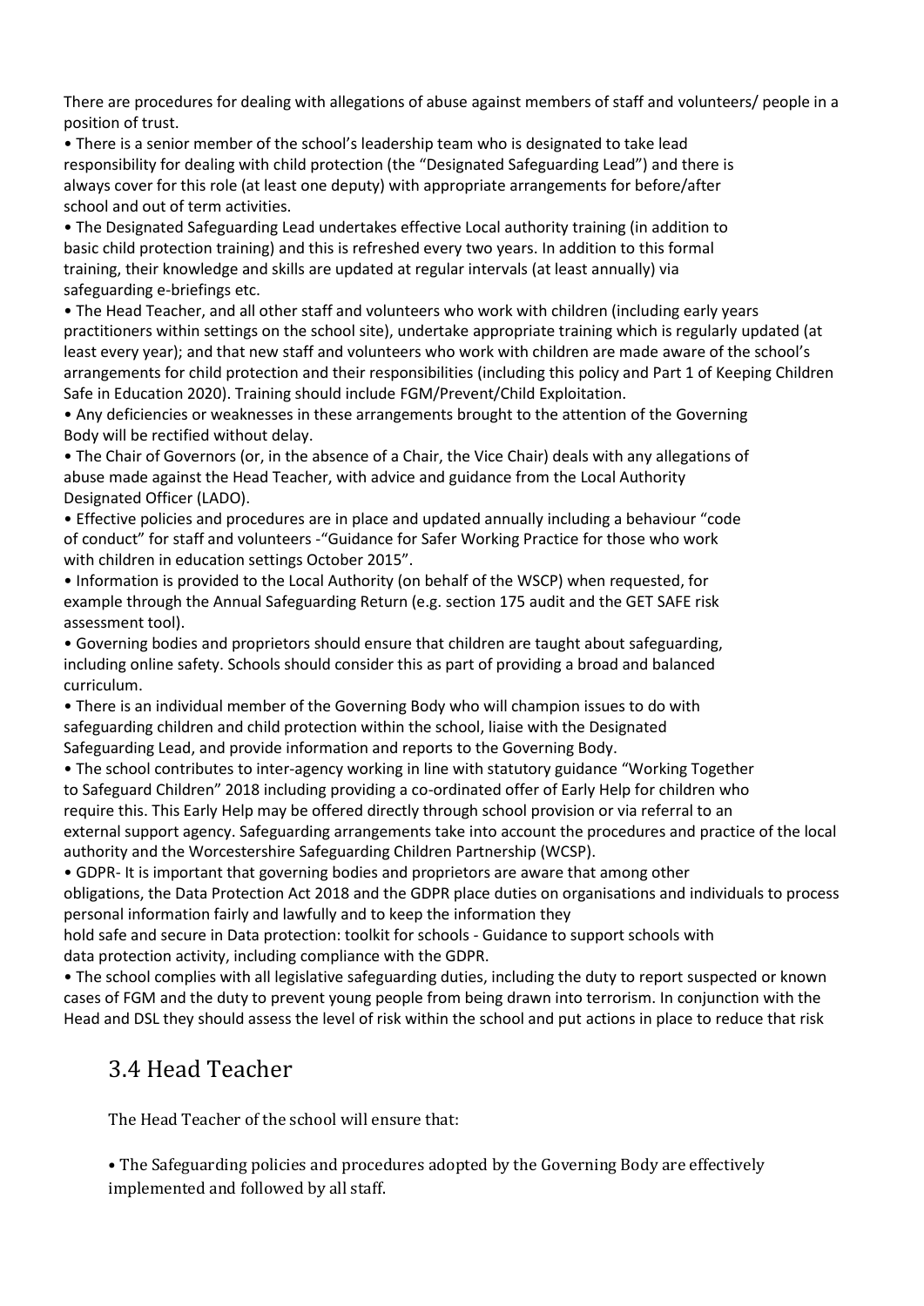There are procedures for dealing with allegations of abuse against members of staff and volunteers/ people in a position of trust.

- There is a senior member of the school's leadership team who is designated to take lead responsibility for dealing with child protection (the "Designated Safeguarding Lead") and there is always cover for this role (at least one deputy) with appropriate arrangements for before/after school and out of term activities.
- The Designated Safeguarding Lead undertakes effective Local authority training (in addition to basic child protection training) and this is refreshed every two years. In addition to this formal training, their knowledge and skills are updated at regular intervals (at least annually) via safeguarding e-briefings etc.
- The Head Teacher, and all other staff and volunteers who work with children (including early years practitioners within settings on the school site), undertake appropriate training which is regularly updated (at least every year); and that new staff and volunteers who work with children are made aware of the school's arrangements for child protection and their responsibilities (including this policy and Part 1 of Keeping Children Safe in Education 2020). Training should include FGM/Prevent/Child Exploitation.
- Any deficiencies or weaknesses in these arrangements brought to the attention of the Governing Body will be rectified without delay.
- The Chair of Governors (or, in the absence of a Chair, the Vice Chair) deals with any allegations of abuse made against the Head Teacher, with advice and guidance from the Local Authority Designated Officer (LADO).
- Effective policies and procedures are in place and updated annually including a behaviour "code of conduct" for staff and volunteers -"Guidance for Safer Working Practice for those who work with children in education settings October 2015".
- Information is provided to the Local Authority (on behalf of the WSCP) when requested, for example through the Annual Safeguarding Return (e.g. section 175 audit and the GET SAFE risk assessment tool).
- Governing bodies and proprietors should ensure that children are taught about safeguarding, including online safety. Schools should consider this as part of providing a broad and balanced curriculum.
- There is an individual member of the Governing Body who will champion issues to do with safeguarding children and child protection within the school, liaise with the Designated Safeguarding Lead, and provide information and reports to the Governing Body.
- The school contributes to inter-agency working in line with statutory guidance "Working Together to Safeguard Children" 2018 including providing a co-ordinated offer of Early Help for children who require this. This Early Help may be offered directly through school provision or via referral to an external support agency. Safeguarding arrangements take into account the procedures and practice of the local authority and the Worcestershire Safeguarding Children Partnership (WCSP).
- GDPR- It is important that governing bodies and proprietors are aware that among other obligations, the Data Protection Act 2018 and the GDPR place duties on organisations and individuals to process personal information fairly and lawfully and to keep the information they hold safe and secure in Data protection: toolkit for schools - Guidance to support schools with data protection activity, including compliance with the GDPR.
- The school complies with all legislative safeguarding duties, including the duty to report suspected or known cases of FGM and the duty to prevent young people from being drawn into terrorism. In conjunction with the Head and DSL they should assess the level of risk within the school and put actions in place to reduce that risk

## 3.4 Head Teacher

The Head Teacher of the school will ensure that:

- The Safeguarding policies and procedures adopted by the Governing Body are effectively implemented and followed by all staff.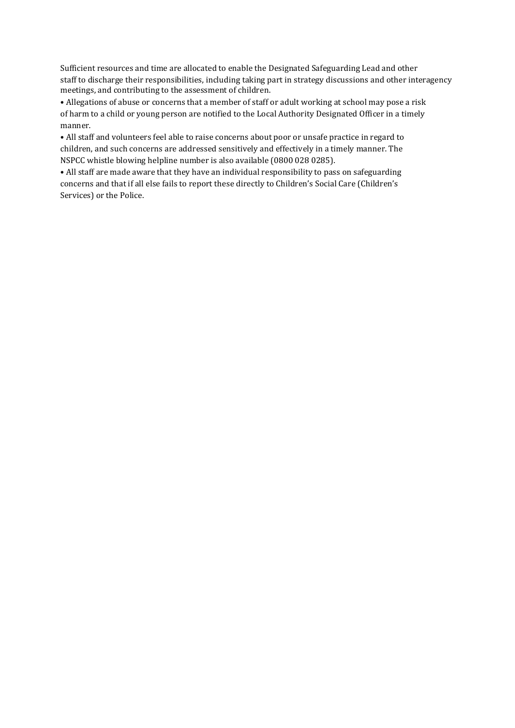Sufficient resources and time are allocated to enable the Designated Safeguarding Lead and other staff to discharge their responsibilities, including taking part in strategy discussions and other interagency meetings, and contributing to the assessment of children.

- Allegations of abuse or concerns that a member of staff or adult working at school may pose a risk of harm to a child or young person are notified to the Local Authority Designated Officer in a timely manner.
- All staff and volunteers feel able to raise concerns about poor or unsafe practice in regard to children, and such concerns are addressed sensitively and effectively in a timely manner. The NSPCC whistle blowing helpline number is also available (0800 028 0285).
- All staff are made aware that they have an individual responsibility to pass on safeguarding concerns and that if all else fails to report these directly to Children's Social Care (Children's Services) or the Police.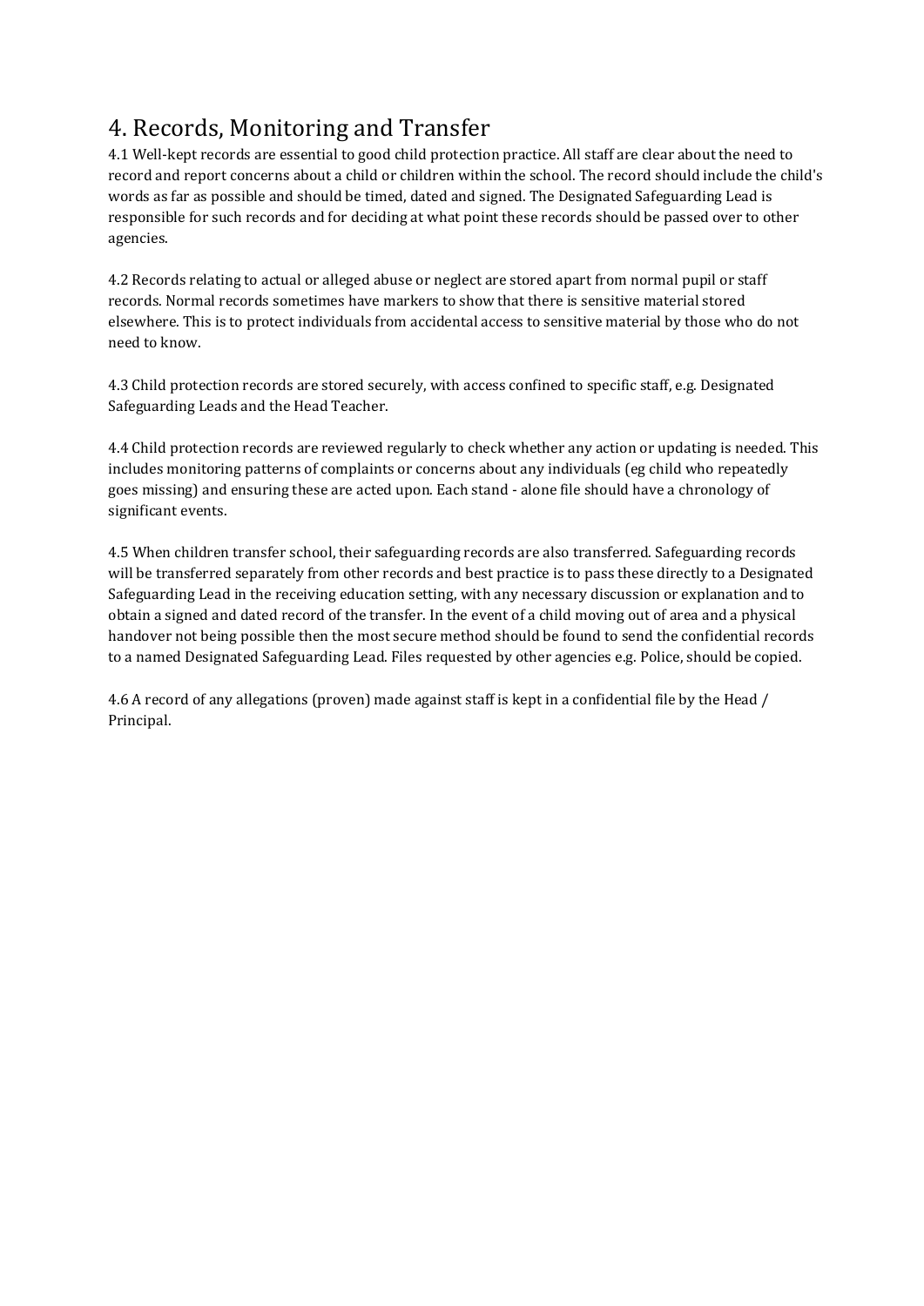# 4. Records, Monitoring and Transfer

4.1 Well-kept records are essential to good child protection practice. All staff are clear about the need to record and report concerns about a child or children within the school. The record should include the child's words as far as possible and should be timed, dated and signed. The Designated Safeguarding Lead is responsible for such records and for deciding at what point these records should be passed over to other agencies.

4.2 Records relating to actual or alleged abuse or neglect are stored apart from normal pupil or staff records. Normal records sometimes have markers to show that there is sensitive material stored elsewhere. This is to protect individuals from accidental access to sensitive material by those who do not need to know.

4.3 Child protection records are stored securely, with access confined to specific staff, e.g. Designated Safeguarding Leads and the Head Teacher.

4.4 Child protection records are reviewed regularly to check whether any action or updating is needed. This includes monitoring patterns of complaints or concerns about any individuals (eg child who repeatedly goes missing) and ensuring these are acted upon. Each stand - alone file should have a chronology of significant events.

4.5 When children transfer school, their safeguarding records are also transferred. Safeguarding records will be transferred separately from other records and best practice is to pass these directly to a Designated Safeguarding Lead in the receiving education setting, with any necessary discussion or explanation and to obtain a signed and dated record of the transfer. In the event of a child moving out of area and a physical handover not being possible then the most secure method should be found to send the confidential records to a named Designated Safeguarding Lead. Files requested by other agencies e.g. Police, should be copied.

4.6 A record of any allegations (proven) made against staff is kept in a confidential file by the Head / Principal.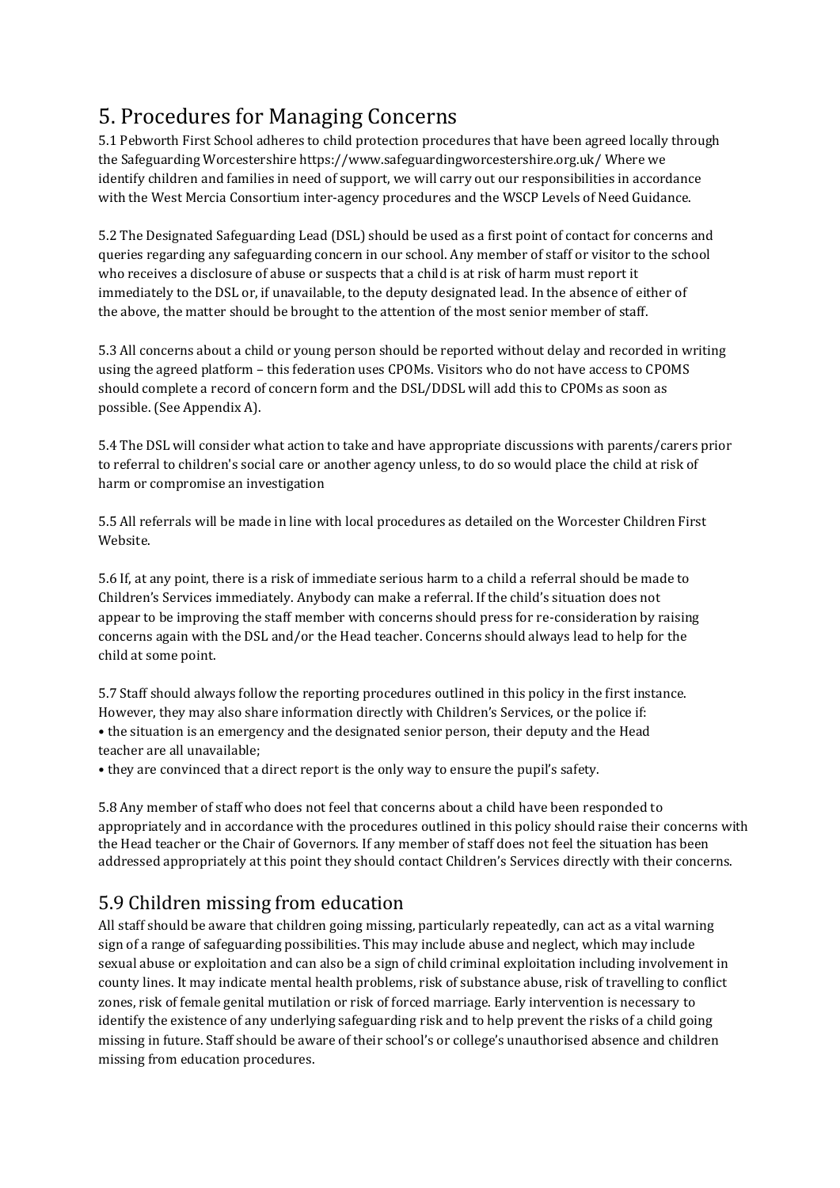## 5. Procedures for Managing Concerns

5.1 Pebworth First School adheres to child protection procedures that have been agreed locally through the Safeguarding Worcestershire https://www.safeguardingworcestershire.org.uk/ Where we identify children and families in need of support, we will carry out our responsibilities in accordance with the West Mercia Consortium inter-agency procedures and the WSCP Levels of Need Guidance.

5.2 The Designated Safeguarding Lead (DSL) should be used as a first point of contact for concerns and queries regarding any safeguarding concern in our school. Any member of staff or visitor to the school who receives a disclosure of abuse or suspects that a child is at risk of harm must report it immediately to the DSL or, if unavailable, to the deputy designated lead. In the absence of either of the above, the matter should be brought to the attention of the most senior member of staff.

5.3 All concerns about a child or young person should be reported without delay and recorded in writing using the agreed platform – this federation uses CPOMs. Visitors who do not have access to CPOMS should complete a record of concern form and the DSL/DDSL will add this to CPOMs as soon as possible. (See Appendix A).

5.4 The DSL will consider what action to take and have appropriate discussions with parents/carers prior to referral to children's social care or another agency unless, to do so would place the child at risk of harm or compromise an investigation

5.5 All referrals will be made in line with local procedures as detailed on the Worcester Children First Website.

5.6 If, at any point, there is a risk of immediate serious harm to a child a referral should be made to Children's Services immediately. Anybody can make a referral. If the child's situation does not appear to be improving the staff member with concerns should press for re-consideration by raising concerns again with the DSL and/or the Head teacher. Concerns should always lead to help for the child at some point.

5.7 Staff should always follow the reporting procedures outlined in this policy in the first instance. However, they may also share information directly with Children's Services, or the police if:

- the situation is an emergency and the designated senior person, their deputy and the Head teacher are all unavailable;
- they are convinced that a direct report is the only way to ensure the pupil's safety.

5.8 Any member of staff who does not feel that concerns about a child have been responded to appropriately and in accordance with the procedures outlined in this policy should raise their concerns with the Head teacher or the Chair of Governors. If any member of staff does not feel the situation has been addressed appropriately at this point they should contact Children's Services directly with their concerns.

## 5.9 Children missing from education

All staff should be aware that children going missing, particularly repeatedly, can act as a vital warning sign of a range of safeguarding possibilities. This may include abuse and neglect, which may include sexual abuse or exploitation and can also be a sign of child criminal exploitation including involvement in county lines. It may indicate mental health problems, risk of substance abuse, risk of travelling to conflict zones, risk of female genital mutilation or risk of forced marriage. Early intervention is necessary to identify the existence of any underlying safeguarding risk and to help prevent the risks of a child going missing in future. Staff should be aware of their school's or college's unauthorised absence and children missing from education procedures.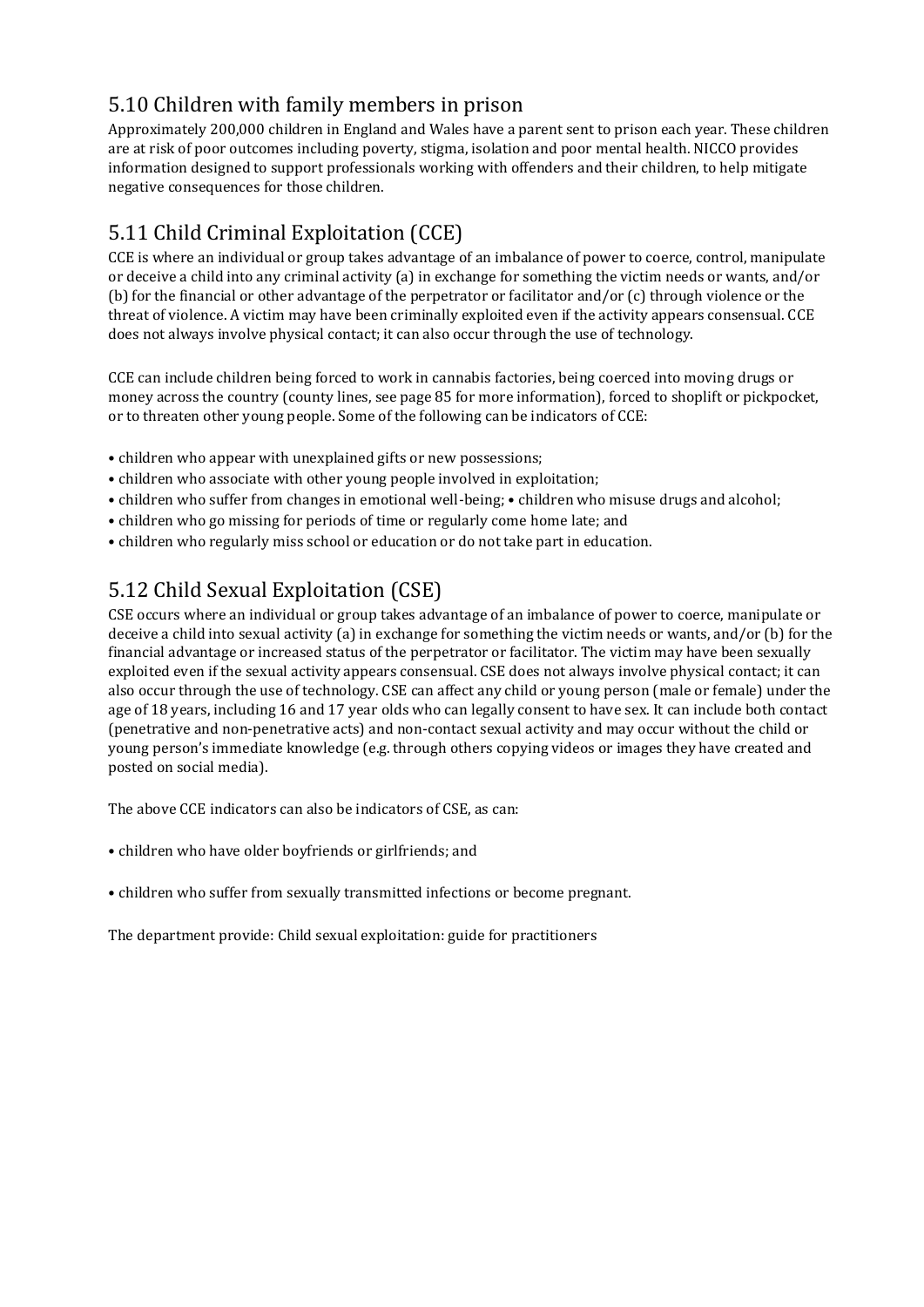## 5.10 Children with family members in prison

Approximately 200,000 children in England and Wales have a parent sent to prison each year. These children are at risk of poor outcomes including poverty, stigma, isolation and poor mental health. NICCO provides information designed to support professionals working with offenders and their children, to help mitigate negative consequences for those children.

## 5.11 Child Criminal Exploitation (CCE)

CCE is where an individual or group takes advantage of an imbalance of power to coerce, control, manipulate or deceive a child into any criminal activity (a) in exchange for something the victim needs or wants, and/or (b) for the financial or other advantage of the perpetrator or facilitator and/or (c) through violence or the threat of violence. A victim may have been criminally exploited even if the activity appears consensual. CCE does not always involve physical contact; it can also occur through the use of technology.

CCE can include children being forced to work in cannabis factories, being coerced into moving drugs or money across the country (county lines, see page 85 for more information), forced to shoplift or pickpocket, or to threaten other young people. Some of the following can be indicators of CCE:

- children who appear with unexplained gifts or new possessions;
- children who associate with other young people involved in exploitation;
- children who suffer from changes in emotional well-being; • children who misuse drugs and alcohol;
- children who go missing for periods of time or regularly come home late; and
- children who regularly miss school or education or do not take part in education.

## 5.12 Child Sexual Exploitation (CSE)

CSE occurs where an individual or group takes advantage of an imbalance of power to coerce, manipulate or deceive a child into sexual activity (a) in exchange for something the victim needs or wants, and/or (b) for the financial advantage or increased status of the perpetrator or facilitator. The victim may have been sexually exploited even if the sexual activity appears consensual. CSE does not always involve physical contact; it can also occur through the use of technology. CSE can affect any child or young person (male or female) under the age of 18 years, including 16 and 17 year olds who can legally consent to have sex. It can include both contact (penetrative and non-penetrative acts) and non-contact sexual activity and may occur without the child or young person's immediate knowledge (e.g. through others copying videos or images they have created and posted on social media).

The above CCE indicators can also be indicators of CSE, as can:

- children who have older boyfriends or girlfriends; and
- children who suffer from sexually transmitted infections or become pregnant.

The department provide: Child sexual exploitation: guide for practitioners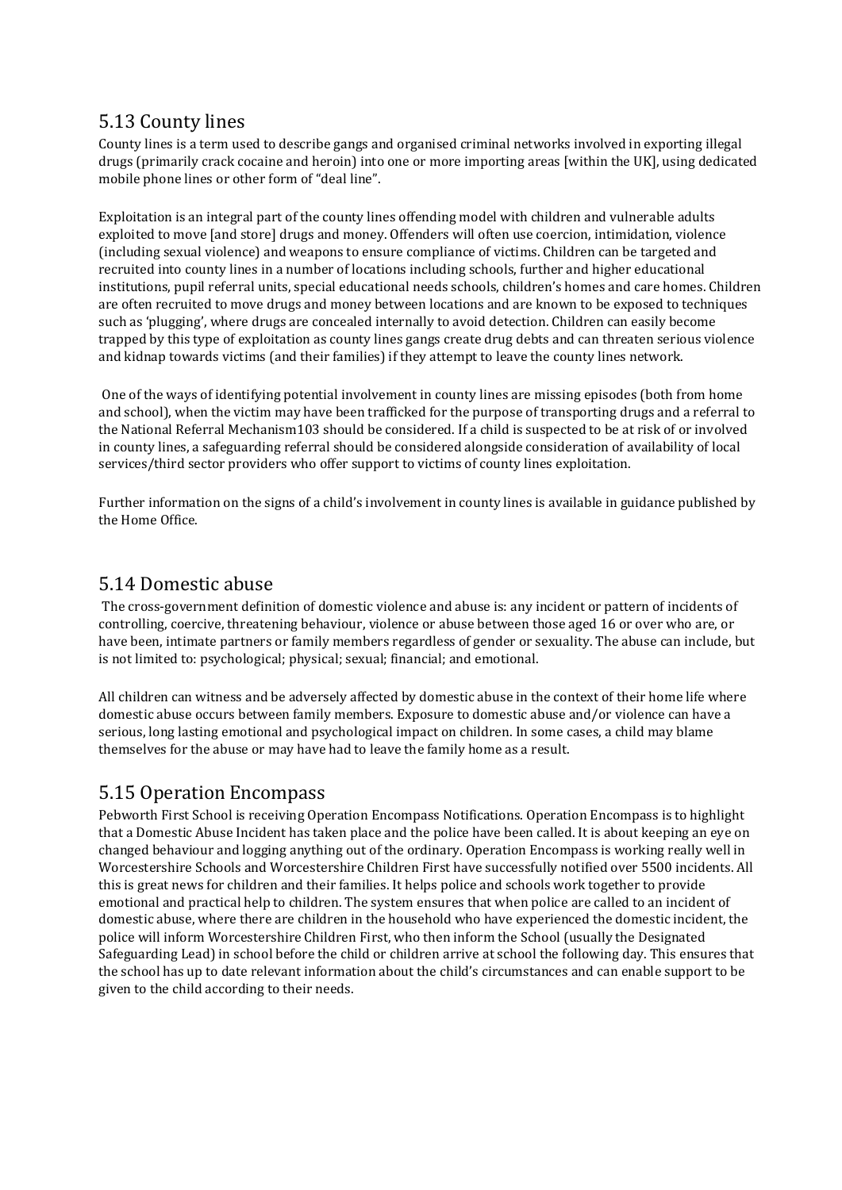## 5.13 County lines

County lines is a term used to describe gangs and organised criminal networks involved in exporting illegal drugs (primarily crack cocaine and heroin) into one or more importing areas [within the UK], using dedicated mobile phone lines or other form of "deal line".

Exploitation is an integral part of the county lines offending model with children and vulnerable adults exploited to move [and store] drugs and money. Offenders will often use coercion, intimidation, violence (including sexual violence) and weapons to ensure compliance of victims. Children can be targeted and recruited into county lines in a number of locations including schools, further and higher educational institutions, pupil referral units, special educational needs schools, children's homes and care homes. Children are often recruited to move drugs and money between locations and are known to be exposed to techniques such as 'plugging', where drugs are concealed internally to avoid detection. Children can easily become trapped by this type of exploitation as county lines gangs create drug debts and can threaten serious violence and kidnap towards victims (and their families) if they attempt to leave the county lines network.

One of the ways of identifying potential involvement in county lines are missing episodes (both from home and school), when the victim may have been trafficked for the purpose of transporting drugs and a referral to the National Referral Mechanism103 should be considered. If a child is suspected to be at risk of or involved in county lines, a safeguarding referral should be considered alongside consideration of availability of local services/third sector providers who offer support to victims of county lines exploitation.

Further information on the signs of a child's involvement in county lines is available in guidance published by the Home Office.

## 5.14 Domestic abuse

The cross-government definition of domestic violence and abuse is: any incident or pattern of incidents of controlling, coercive, threatening behaviour, violence or abuse between those aged 16 or over who are, or have been, intimate partners or family members regardless of gender or sexuality. The abuse can include, but is not limited to: psychological; physical; sexual; financial; and emotional.

All children can witness and be adversely affected by domestic abuse in the context of their home life where domestic abuse occurs between family members. Exposure to domestic abuse and/or violence can have a serious, long lasting emotional and psychological impact on children. In some cases, a child may blame themselves for the abuse or may have had to leave the family home as a result.

## 5.15 Operation Encompass

Pebworth First School is receiving Operation Encompass Notifications. Operation Encompass is to highlight that a Domestic Abuse Incident has taken place and the police have been called. It is about keeping an eye on changed behaviour and logging anything out of the ordinary. Operation Encompass is working really well in Worcestershire Schools and Worcestershire Children First have successfully notified over 5500 incidents. All this is great news for children and their families. It helps police and schools work together to provide emotional and practical help to children. The system ensures that when police are called to an incident of domestic abuse, where there are children in the household who have experienced the domestic incident, the police will inform Worcestershire Children First, who then inform the School (usually the Designated Safeguarding Lead) in school before the child or children arrive at school the following day. This ensures that the school has up to date relevant information about the child's circumstances and can enable support to be given to the child according to their needs.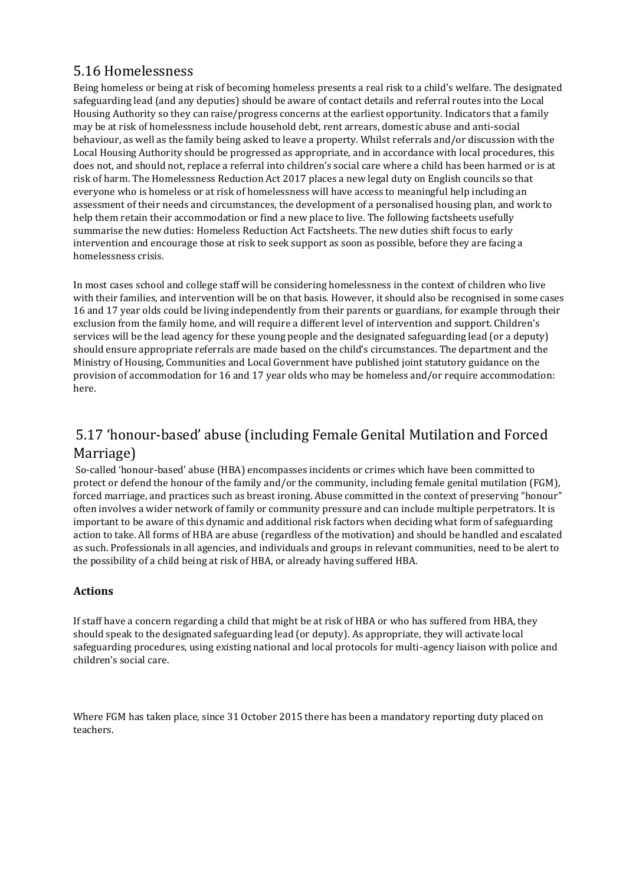## 5.16 Homelessness

Being homeless or being at risk of becoming homeless presents a real risk to a child's welfare. The designated safeguarding lead (and any deputies) should be aware of contact details and referral routes into the Local Housing Authority so they can raise/progress concerns at the earliest opportunity. Indicators that a family may be at risk of homelessness include household debt, rent arrears, domestic abuse and anti-social behaviour, as well as the family being asked to leave a property. Whilst referrals and/or discussion with the Local Housing Authority should be progressed as appropriate, and in accordance with local procedures, this does not, and should not, replace a referral into children's social care where a child has been harmed or is at risk of harm. The Homelessness Reduction Act 2017 places a new legal duty on English councils so that everyone who is homeless or at risk of homelessness will have access to meaningful help including an assessment of their needs and circumstances, the development of a personalised housing plan, and work to help them retain their accommodation or find a new place to live. The following factsheets usefully summarise the new duties: Homeless Reduction Act Factsheets. The new duties shift focus to early intervention and encourage those at risk to seek support as soon as possible, before they are facing a homelessness crisis.

In most cases school and college staff will be considering homelessness in the context of children who live with their families, and intervention will be on that basis. However, it should also be recognised in some cases 16 and 17 year olds could be living independently from their parents or guardians, for example through their exclusion from the family home, and will require a different level of intervention and support. Children's services will be the lead agency for these young people and the designated safeguarding lead (or a deputy) should ensure appropriate referrals are made based on the child's circumstances. The department and the Ministry of Housing, Communities and Local Government have published joint statutory guidance on the provision of accommodation for 16 and 17 year olds who may be homeless and/or require accommodation: here.

## 5.17 'honour-based' abuse (including Female Genital Mutilation and Forced Marriage)

So-called 'honour-based' abuse (HBA) encompasses incidents or crimes which have been committed to protect or defend the honour of the family and/or the community, including female genital mutilation (FGM), forced marriage, and practices such as breast ironing. Abuse committed in the context of preserving "honour" often involves a wider network of family or community pressure and can include multiple perpetrators. It is important to be aware of this dynamic and additional risk factors when deciding what form of safeguarding action to take. All forms of HBA are abuse (regardless of the motivation) and should be handled and escalated as such. Professionals in all agencies, and individuals and groups in relevant communities, need to be alert to the possibility of a child being at risk of HBA, or already having suffered HBA.

### Actions

If staff have a concern regarding a child that might be at risk of HBA or who has suffered from HBA, they should speak to the designated safeguarding lead (or deputy). As appropriate, they will activate local safeguarding procedures, using existing national and local protocols for multi-agency liaison with police and children's social care.

Where FGM has taken place, since 31 October 2015 there has been a mandatory reporting duty placed on teachers.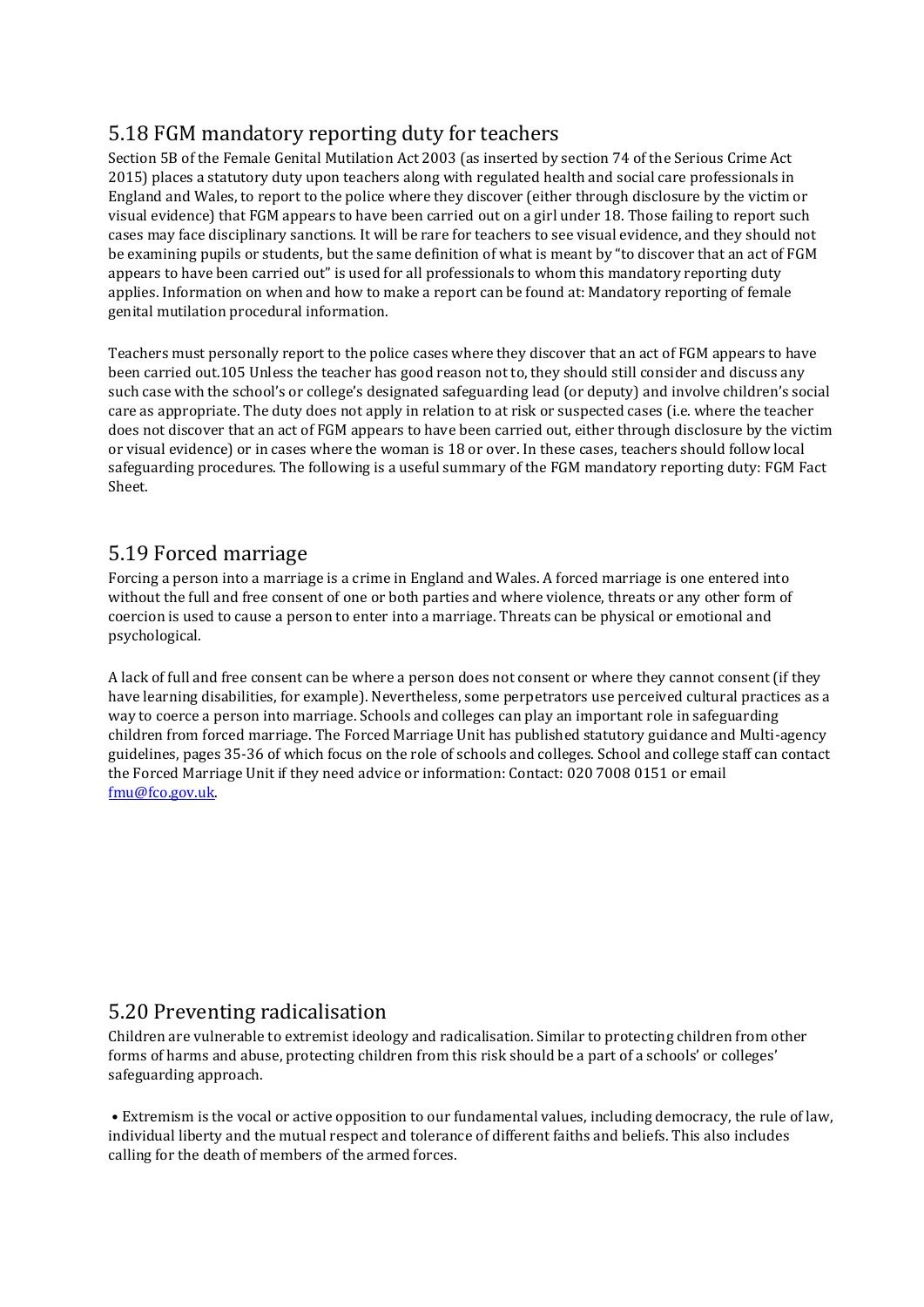## 5.18 FGM mandatory reporting duty for teachers

Section 5B of the Female Genital Mutilation Act 2003 (as inserted by section 74 of the Serious Crime Act 2015) places a statutory duty upon teachers along with regulated health and social care professionals in England and Wales, to report to the police where they discover (either through disclosure by the victim or visual evidence) that FGM appears to have been carried out on a girl under 18. Those failing to report such cases may face disciplinary sanctions. It will be rare for teachers to see visual evidence, and they should not be examining pupils or students, but the same definition of what is meant by "to discover that an act of FGM appears to have been carried out" is used for all professionals to whom this mandatory reporting duty applies. Information on when and how to make a report can be found at: Mandatory reporting of female genital mutilation procedural information.

Teachers must personally report to the police cases where they discover that an act of FGM appears to have been carried out.105 Unless the teacher has good reason not to, they should still consider and discuss any such case with the school's or college's designated safeguarding lead (or deputy) and involve children's social care as appropriate. The duty does not apply in relation to at risk or suspected cases (i.e. where the teacher does not discover that an act of FGM appears to have been carried out, either through disclosure by the victim or visual evidence) or in cases where the woman is 18 or over. In these cases, teachers should follow local safeguarding procedures. The following is a useful summary of the FGM mandatory reporting duty: FGM Fact Sheet.

## 5.19 Forced marriage

Forcing a person into a marriage is a crime in England and Wales. A forced marriage is one entered into without the full and free consent of one or both parties and where violence, threats or any other form of coercion is used to cause a person to enter into a marriage. Threats can be physical or emotional and psychological.

A lack of full and free consent can be where a person does not consent or where they cannot consent (if they have learning disabilities, for example). Nevertheless, some perpetrators use perceived cultural practices as a way to coerce a person into marriage. Schools and colleges can play an important role in safeguarding children from forced marriage. The Forced Marriage Unit has published statutory guidance and Multi-agency guidelines, pages 35-36 of which focus on the role of schools and colleges. School and college staff can contact the Forced Marriage Unit if they need advice or information: Contact: 020 7008 0151 or email fmu@fco.gov.uk.

## 5.20 Preventing radicalisation

Children are vulnerable to extremist ideology and radicalisation. Similar to protecting children from other forms of harms and abuse, protecting children from this risk should be a part of a schools' or colleges' safeguarding approach.

- Extremism is the vocal or active opposition to our fundamental values, including democracy, the rule of law, individual liberty and the mutual respect and tolerance of different faiths and beliefs. This also includes calling for the death of members of the armed forces.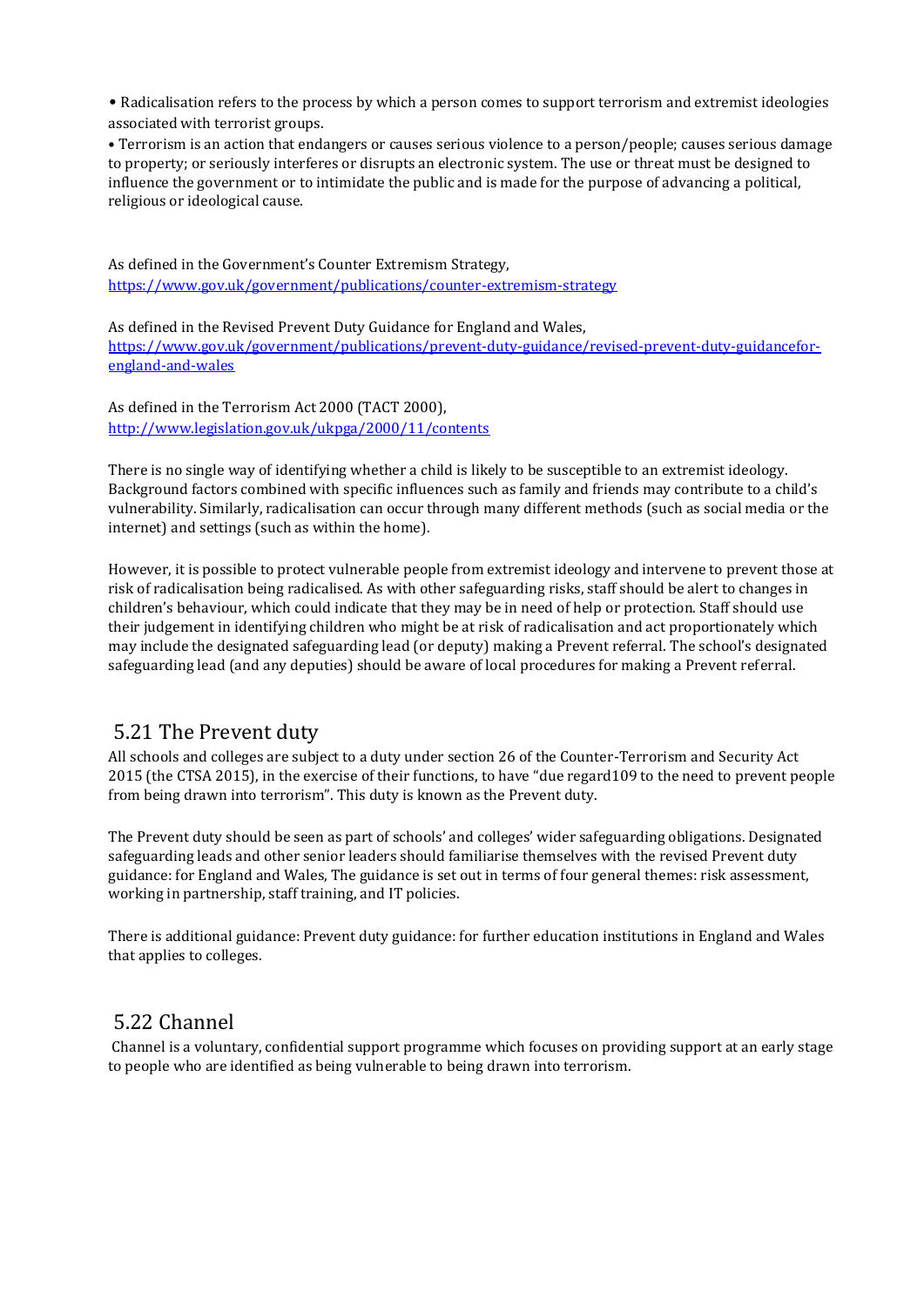• Radicalisation refers to the process by which a person comes to support terrorism and extremist ideologies associated with terrorist groups.

• Terrorism is an action that endangers or causes serious violence to a person/people; causes serious damage to property; or seriously interferes or disrupts an electronic system. The use or threat must be designed to influence the government or to intimidate the public and is made for the purpose of advancing a political, religious or ideological cause.

As defined in the Government's Counter Extremism Strategy, [https://www.gov.uk/government/publications/counter-extremism-strategy](https://www.gov.uk/government/publications/counter-extremism-strategy)

As defined in the Revised Prevent Duty Guidance for England and Wales, [https://www.gov.uk/government/publications/prevent-duty-guidance/revised-prevent-duty-guidancefor-england-and-wales](https://www.gov.uk/government/publications/prevent-duty-guidance/revised-prevent-duty-guidancefor-england-and-wales)

As defined in the Terrorism Act 2000 (TACT 2000), [http://www.legislation.gov.uk/ukpga/2000/11/contents](http://www.legislation.gov.uk/ukpga/2000/11/contents)

There is no single way of identifying whether a child is likely to be susceptible to an extremist ideology. Background factors combined with specific influences such as family and friends may contribute to a child's vulnerability. Similarly, radicalisation can occur through many different methods (such as social media or the internet) and settings (such as within the home).

However, it is possible to protect vulnerable people from extremist ideology and intervene to prevent those at risk of radicalisation being radicalised. As with other safeguarding risks, staff should be alert to changes in children's behaviour, which could indicate that they may be in need of help or protection. Staff should use their judgement in identifying children who might be at risk of radicalisation and act proportionately which may include the designated safeguarding lead (or deputy) making a Prevent referral. The school's designated safeguarding lead (and any deputies) should be aware of local procedures for making a Prevent referral.

## 5.21 The Prevent duty

All schools and colleges are subject to a duty under section 26 of the Counter-Terrorism and Security Act 2015 (the CTSA 2015), in the exercise of their functions, to have "due regard109 to the need to prevent people from being drawn into terrorism". This duty is known as the Prevent duty.

The Prevent duty should be seen as part of schools' and colleges' wider safeguarding obligations. Designated safeguarding leads and other senior leaders should familiarise themselves with the revised Prevent duty guidance: for England and Wales, The guidance is set out in terms of four general themes: risk assessment, working in partnership, staff training, and IT policies.

There is additional guidance: Prevent duty guidance: for further education institutions in England and Wales that applies to colleges.

## 5.22 Channel

Channel is a voluntary, confidential support programme which focuses on providing support at an early stage to people who are identified as being vulnerable to being drawn into terrorism.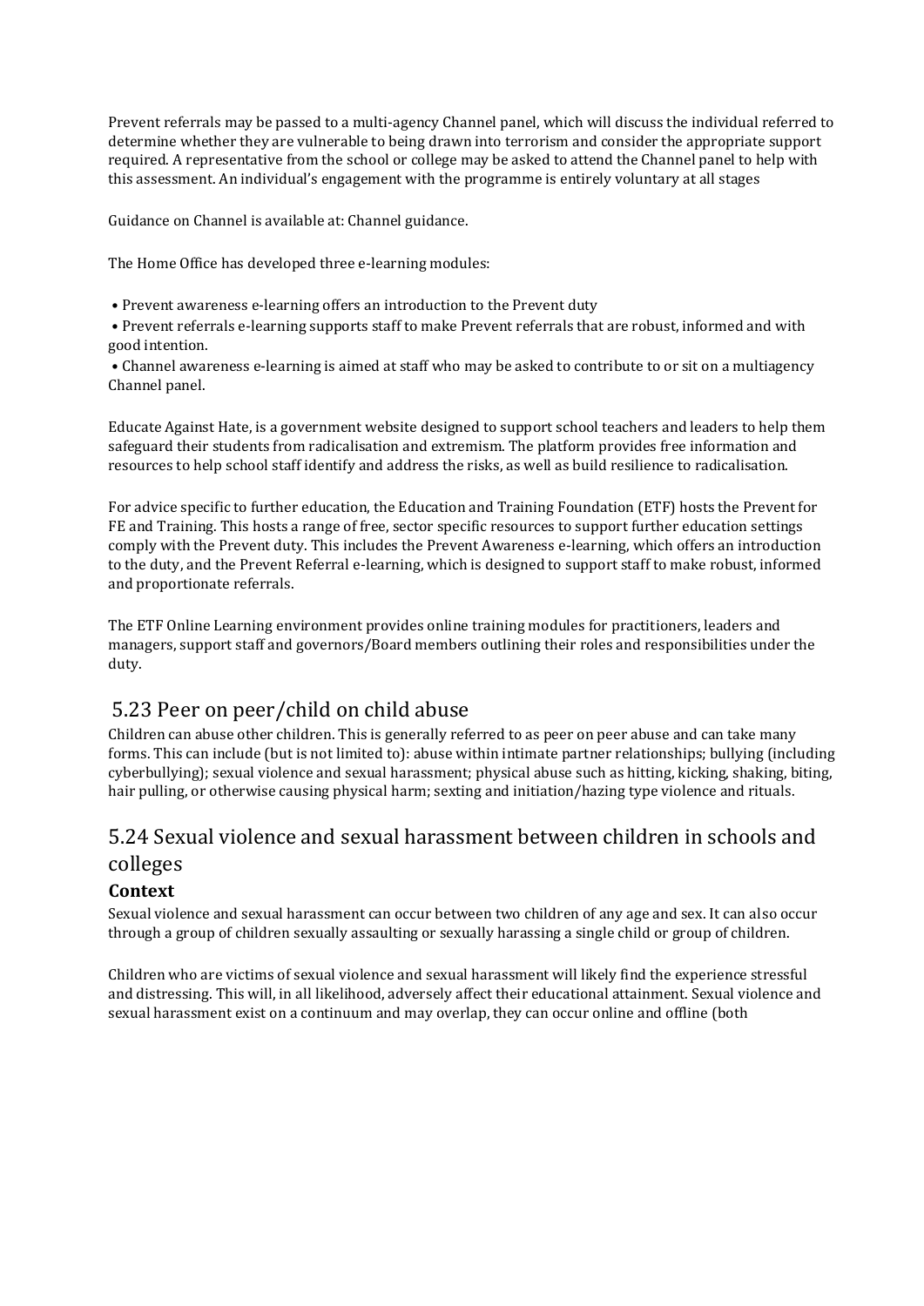Prevent referrals may be passed to a multi-agency Channel panel, which will discuss the individual referred to determine whether they are vulnerable to being drawn into terrorism and consider the appropriate support required. A representative from the school or college may be asked to attend the Channel panel to help with this assessment. An individual's engagement with the programme is entirely voluntary at all stages

Guidance on Channel is available at: Channel guidance.

The Home Office has developed three e-learning modules:

- Prevent awareness e-learning offers an introduction to the Prevent duty
- Prevent referrals e-learning supports staff to make Prevent referrals that are robust, informed and with good intention.
- Channel awareness e-learning is aimed at staff who may be asked to contribute to or sit on a multiagency Channel panel.

Educate Against Hate, is a government website designed to support school teachers and leaders to help them safeguard their students from radicalisation and extremism. The platform provides free information and resources to help school staff identify and address the risks, as well as build resilience to radicalisation.

For advice specific to further education, the Education and Training Foundation (ETF) hosts the Prevent for FE and Training. This hosts a range of free, sector specific resources to support further education settings comply with the Prevent duty. This includes the Prevent Awareness e-learning, which offers an introduction to the duty, and the Prevent Referral e-learning, which is designed to support staff to make robust, informed and proportionate referrals.

The ETF Online Learning environment provides online training modules for practitioners, leaders and managers, support staff and governors/Board members outlining their roles and responsibilities under the duty.

## 5.23 Peer on peer/child on child abuse

Children can abuse other children. This is generally referred to as peer on peer abuse and can take many forms. This can include (but is not limited to): abuse within intimate partner relationships; bullying (including cyberbullying); sexual violence and sexual harassment; physical abuse such as hitting, kicking, shaking, biting, hair pulling, or otherwise causing physical harm; sexting and initiation/hazing type violence and rituals.

## 5.24 Sexual violence and sexual harassment between children in schools and colleges

### Context

Sexual violence and sexual harassment can occur between two children of any age and sex. It can also occur through a group of children sexually assaulting or sexually harassing a single child or group of children.

Children who are victims of sexual violence and sexual harassment will likely find the experience stressful and distressing. This will, in all likelihood, adversely affect their educational attainment. Sexual violence and sexual harassment exist on a continuum and may overlap, they can occur online and offline (both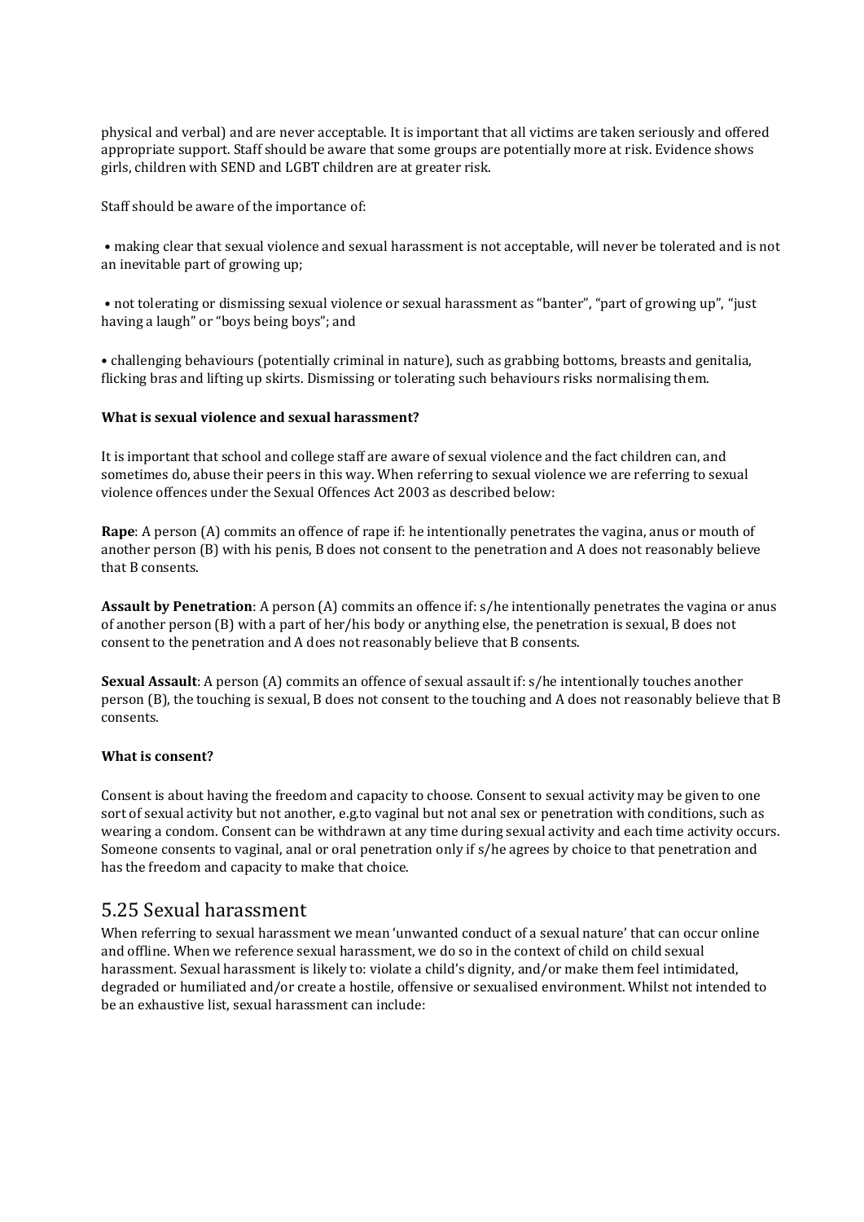physical and verbal) and are never acceptable. It is important that all victims are taken seriously and offered appropriate support. Staff should be aware that some groups are potentially more at risk. Evidence shows girls, children with SEND and LGBT children are at greater risk.

Staff should be aware of the importance of:

• making clear that sexual violence and sexual harassment is not acceptable, will never be tolerated and is not an inevitable part of growing up;

• not tolerating or dismissing sexual violence or sexual harassment as "banter", "part of growing up", "just having a laugh" or "boys being boys"; and

• challenging behaviours (potentially criminal in nature), such as grabbing bottoms, breasts and genitalia, flicking bras and lifting up skirts. Dismissing or tolerating such behaviours risks normalising them.

**What is sexual violence and sexual harassment?**

It is important that school and college staff are aware of sexual violence and the fact children can, and sometimes do, abuse their peers in this way. When referring to sexual violence we are referring to sexual violence offences under the Sexual Offences Act 2003 as described below:

**Rape**: A person (A) commits an offence of rape if: he intentionally penetrates the vagina, anus or mouth of another person (B) with his penis, B does not consent to the penetration and A does not reasonably believe that B consents.

**Assault by Penetration**: A person (A) commits an offence if: s/he intentionally penetrates the vagina or anus of another person (B) with a part of her/his body or anything else, the penetration is sexual, B does not consent to the penetration and A does not reasonably believe that B consents.

**Sexual Assault**: A person (A) commits an offence of sexual assault if: s/he intentionally touches another person (B), the touching is sexual, B does not consent to the touching and A does not reasonably believe that B consents.

**What is consent?**

Consent is about having the freedom and capacity to choose. Consent to sexual activity may be given to one sort of sexual activity but not another, e.g.to vaginal but not anal sex or penetration with conditions, such as wearing a condom. Consent can be withdrawn at any time during sexual activity and each time activity occurs. Someone consents to vaginal, anal or oral penetration only if s/he agrees by choice to that penetration and has the freedom and capacity to make that choice.

## 5.25 Sexual harassment

When referring to sexual harassment we mean 'unwanted conduct of a sexual nature' that can occur online and offline. When we reference sexual harassment, we do so in the context of child on child sexual harassment. Sexual harassment is likely to: violate a child's dignity, and/or make them feel intimidated, degraded or humiliated and/or create a hostile, offensive or sexualised environment. Whilst not intended to be an exhaustive list, sexual harassment can include: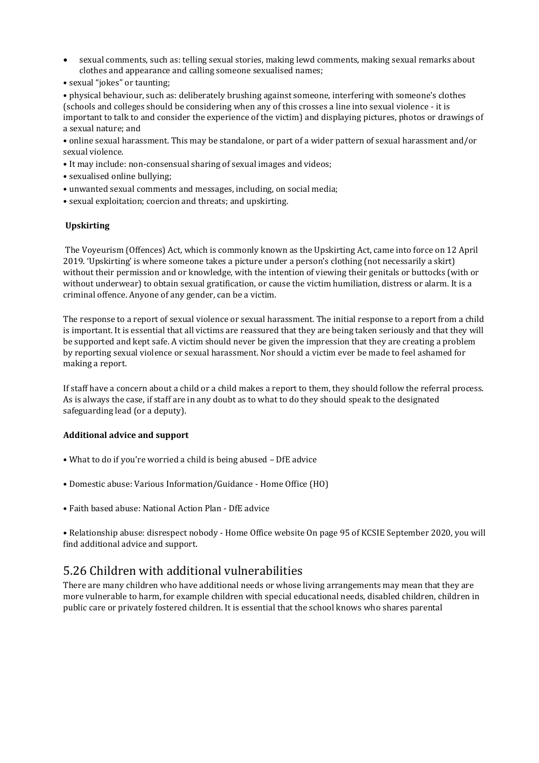- sexual comments, such as: telling sexual stories, making lewd comments, making sexual remarks about clothes and appearance and calling someone sexualised names;
- sexual "jokes" or taunting;
- physical behaviour, such as: deliberately brushing against someone, interfering with someone's clothes (schools and colleges should be considering when any of this crosses a line into sexual violence - it is important to talk to and consider the experience of the victim) and displaying pictures, photos or drawings of a sexual nature; and
- online sexual harassment. This may be standalone, or part of a wider pattern of sexual harassment and/or sexual violence.
- It may include: non-consensual sharing of sexual images and videos;
- sexualised online bullying;
- unwanted sexual comments and messages, including, on social media;
- sexual exploitation; coercion and threats; and upskirting.

**Upskirting**

The Voyeurism (Offences) Act, which is commonly known as the Upskirting Act, came into force on 12 April 2019. 'Upskirting' is where someone takes a picture under a person's clothing (not necessarily a skirt) without their permission and or knowledge, with the intention of viewing their genitals or buttocks (with or without underwear) to obtain sexual gratification, or cause the victim humiliation, distress or alarm. It is a criminal offence. Anyone of any gender, can be a victim.

The response to a report of sexual violence or sexual harassment. The initial response to a report from a child is important. It is essential that all victims are reassured that they are being taken seriously and that they will be supported and kept safe. A victim should never be given the impression that they are creating a problem by reporting sexual violence or sexual harassment. Nor should a victim ever be made to feel ashamed for making a report.

If staff have a concern about a child or a child makes a report to them, they should follow the referral process. As is always the case, if staff are in any doubt as to what to do they should speak to the designated safeguarding lead (or a deputy).

**Additional advice and support**

- What to do if you're worried a child is being abused – DfE advice

- Domestic abuse: Various Information/Guidance - Home Office (HO)

- Faith based abuse: National Action Plan - DfE advice

- Relationship abuse: disrespect nobody - Home Office website On page 95 of KCSIE September 2020, you will find additional advice and support.

## 5.26 Children with additional vulnerabilities

There are many children who have additional needs or whose living arrangements may mean that they are more vulnerable to harm, for example children with special educational needs, disabled children, children in public care or privately fostered children. It is essential that the school knows who shares parental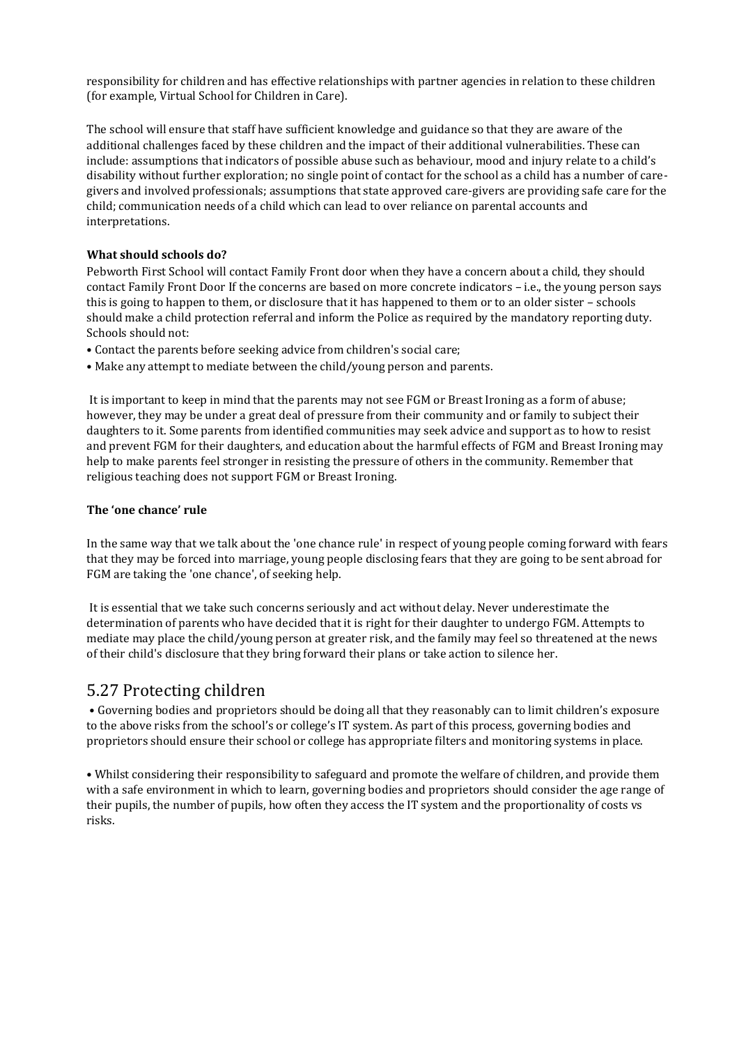responsibility for children and has effective relationships with partner agencies in relation to these children (for example, Virtual School for Children in Care).

The school will ensure that staff have sufficient knowledge and guidance so that they are aware of the additional challenges faced by these children and the impact of their additional vulnerabilities. These can include: assumptions that indicators of possible abuse such as behaviour, mood and injury relate to a child's disability without further exploration; no single point of contact for the school as a child has a number of care-givers and involved professionals; assumptions that state approved care-givers are providing safe care for the child; communication needs of a child which can lead to over reliance on parental accounts and interpretations.

**What should schools do?**

Pebworth First School will contact Family Front door when they have a concern about a child, they should contact Family Front Door If the concerns are based on more concrete indicators – i.e., the young person says this is going to happen to them, or disclosure that it has happened to them or to an older sister – schools should make a child protection referral and inform the Police as required by the mandatory reporting duty. Schools should not:

- Contact the parents before seeking advice from children's social care;
- Make any attempt to mediate between the child/young person and parents.

It is important to keep in mind that the parents may not see FGM or Breast Ironing as a form of abuse; however, they may be under a great deal of pressure from their community and or family to subject their daughters to it. Some parents from identified communities may seek advice and support as to how to resist and prevent FGM for their daughters, and education about the harmful effects of FGM and Breast Ironing may help to make parents feel stronger in resisting the pressure of others in the community. Remember that religious teaching does not support FGM or Breast Ironing.

**The 'one chance' rule**

In the same way that we talk about the 'one chance rule' in respect of young people coming forward with fears that they may be forced into marriage, young people disclosing fears that they are going to be sent abroad for FGM are taking the 'one chance', of seeking help.

It is essential that we take such concerns seriously and act without delay. Never underestimate the determination of parents who have decided that it is right for their daughter to undergo FGM. Attempts to mediate may place the child/young person at greater risk, and the family may feel so threatened at the news of their child's disclosure that they bring forward their plans or take action to silence her.

## 5.27 Protecting children

- Governing bodies and proprietors should be doing all that they reasonably can to limit children's exposure to the above risks from the school's or college's IT system. As part of this process, governing bodies and proprietors should ensure their school or college has appropriate filters and monitoring systems in place.

- Whilst considering their responsibility to safeguard and promote the welfare of children, and provide them with a safe environment in which to learn, governing bodies and proprietors should consider the age range of their pupils, the number of pupils, how often they access the IT system and the proportionality of costs vs risks.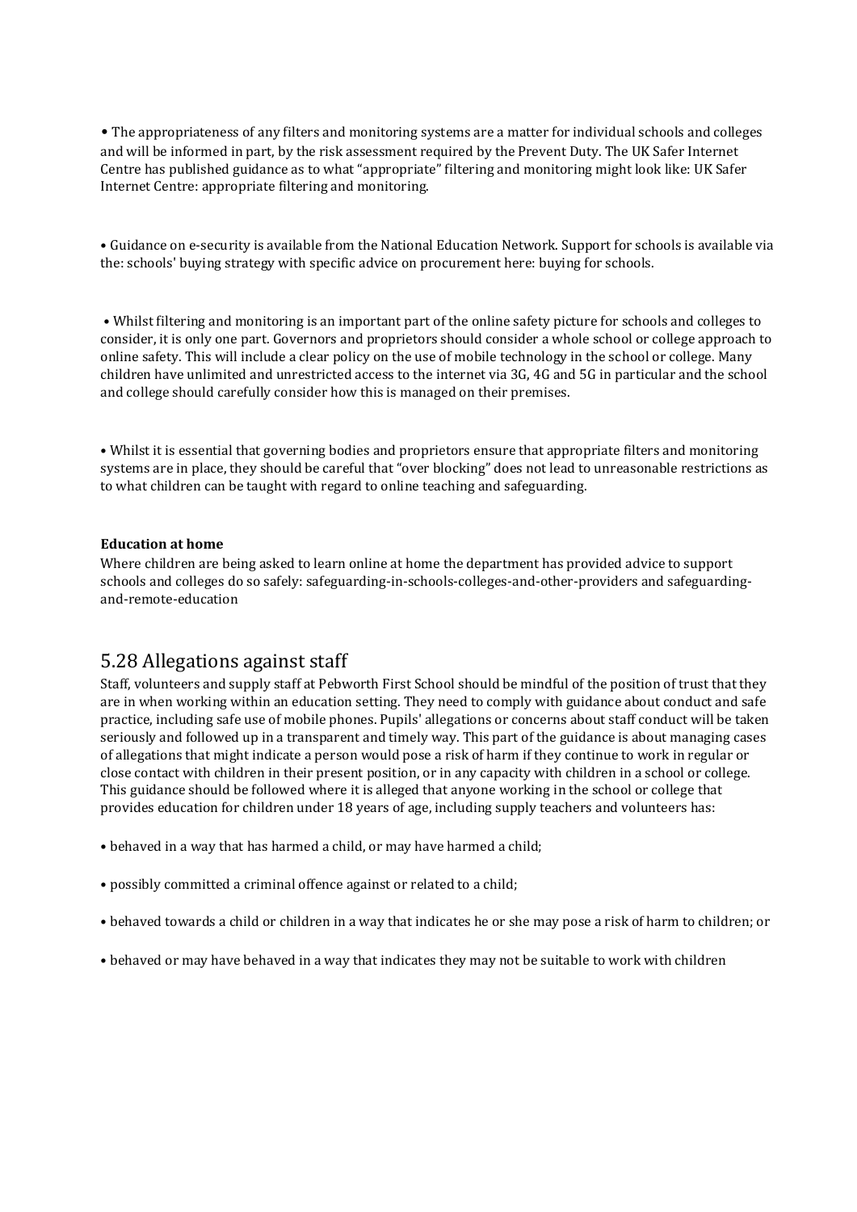- The appropriateness of any filters and monitoring systems are a matter for individual schools and colleges and will be informed in part, by the risk assessment required by the Prevent Duty. The UK Safer Internet Centre has published guidance as to what "appropriate" filtering and monitoring might look like: UK Safer Internet Centre: appropriate filtering and monitoring.

- Guidance on e-security is available from the National Education Network. Support for schools is available via the: schools' buying strategy with specific advice on procurement here: buying for schools.

- Whilst filtering and monitoring is an important part of the online safety picture for schools and colleges to consider, it is only one part. Governors and proprietors should consider a whole school or college approach to online safety. This will include a clear policy on the use of mobile technology in the school or college. Many children have unlimited and unrestricted access to the internet via 3G, 4G and 5G in particular and the school and college should carefully consider how this is managed on their premises.

- Whilst it is essential that governing bodies and proprietors ensure that appropriate filters and monitoring systems are in place, they should be careful that "over blocking" does not lead to unreasonable restrictions as to what children can be taught with regard to online teaching and safeguarding.

**Education at home**

Where children are being asked to learn online at home the department has provided advice to support schools and colleges do so safely: safeguarding-in-schools-colleges-and-other-providers and safeguarding-and-remote-education

## 5.28 Allegations against staff

Staff, volunteers and supply staff at Pebworth First School should be mindful of the position of trust that they are in when working within an education setting. They need to comply with guidance about conduct and safe practice, including safe use of mobile phones. Pupils' allegations or concerns about staff conduct will be taken seriously and followed up in a transparent and timely way. This part of the guidance is about managing cases of allegations that might indicate a person would pose a risk of harm if they continue to work in regular or close contact with children in their present position, or in any capacity with children in a school or college. This guidance should be followed where it is alleged that anyone working in the school or college that provides education for children under 18 years of age, including supply teachers and volunteers has:

- behaved in a way that has harmed a child, or may have harmed a child;
- possibly committed a criminal offence against or related to a child;
- behaved towards a child or children in a way that indicates he or she may pose a risk of harm to children; or
- behaved or may have behaved in a way that indicates they may not be suitable to work with children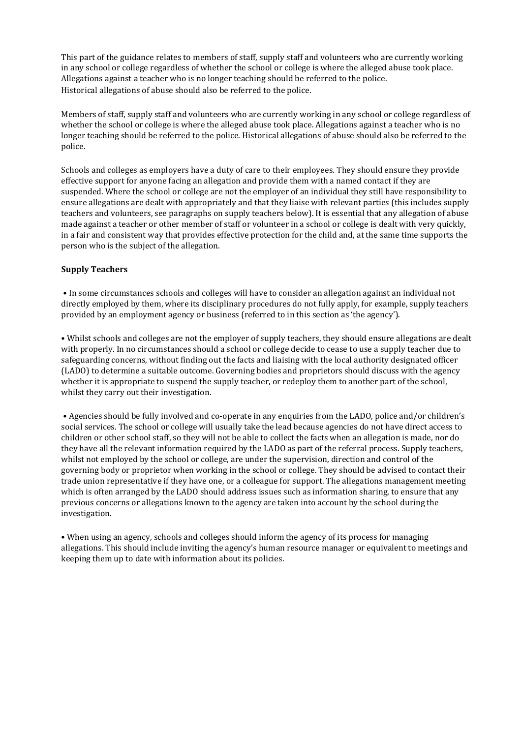This part of the guidance relates to members of staff, supply staff and volunteers who are currently working in any school or college regardless of whether the school or college is where the alleged abuse took place. Allegations against a teacher who is no longer teaching should be referred to the police. Historical allegations of abuse should also be referred to the police.

Members of staff, supply staff and volunteers who are currently working in any school or college regardless of whether the school or college is where the alleged abuse took place. Allegations against a teacher who is no longer teaching should be referred to the police. Historical allegations of abuse should also be referred to the police.

Schools and colleges as employers have a duty of care to their employees. They should ensure they provide effective support for anyone facing an allegation and provide them with a named contact if they are suspended. Where the school or college are not the employer of an individual they still have responsibility to ensure allegations are dealt with appropriately and that they liaise with relevant parties (this includes supply teachers and volunteers, see paragraphs on supply teachers below). It is essential that any allegation of abuse made against a teacher or other member of staff or volunteer in a school or college is dealt with very quickly, in a fair and consistent way that provides effective protection for the child and, at the same time supports the person who is the subject of the allegation.

**Supply Teachers**

- In some circumstances schools and colleges will have to consider an allegation against an individual not directly employed by them, where its disciplinary procedures do not fully apply, for example, supply teachers provided by an employment agency or business (referred to in this section as 'the agency').

- Whilst schools and colleges are not the employer of supply teachers, they should ensure allegations are dealt with properly. In no circumstances should a school or college decide to cease to use a supply teacher due to safeguarding concerns, without finding out the facts and liaising with the local authority designated officer (LADO) to determine a suitable outcome. Governing bodies and proprietors should discuss with the agency whether it is appropriate to suspend the supply teacher, or redeploy them to another part of the school, whilst they carry out their investigation.

- Agencies should be fully involved and co-operate in any enquiries from the LADO, police and/or children's social services. The school or college will usually take the lead because agencies do not have direct access to children or other school staff, so they will not be able to collect the facts when an allegation is made, nor do they have all the relevant information required by the LADO as part of the referral process. Supply teachers, whilst not employed by the school or college, are under the supervision, direction and control of the governing body or proprietor when working in the school or college. They should be advised to contact their trade union representative if they have one, or a colleague for support. The allegations management meeting which is often arranged by the LADO should address issues such as information sharing, to ensure that any previous concerns or allegations known to the agency are taken into account by the school during the investigation.

- When using an agency, schools and colleges should inform the agency of its process for managing allegations. This should include inviting the agency's human resource manager or equivalent to meetings and keeping them up to date with information about its policies.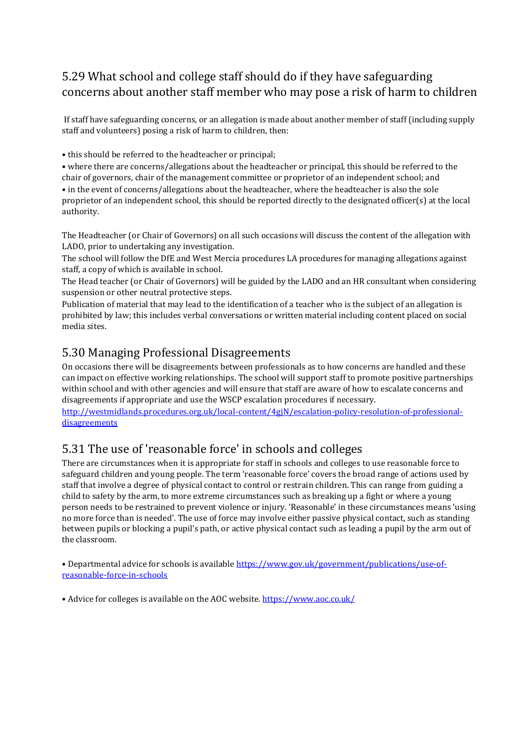## 5.29 What school and college staff should do if they have safeguarding concerns about another staff member who may pose a risk of harm to children

If staff have safeguarding concerns, or an allegation is made about another member of staff (including supply staff and volunteers) posing a risk of harm to children, then:

- this should be referred to the headteacher or principal;
- where there are concerns/allegations about the headteacher or principal, this should be referred to the chair of governors, chair of the management committee or proprietor of an independent school; and
- in the event of concerns/allegations about the headteacher, where the headteacher is also the sole proprietor of an independent school, this should be reported directly to the designated officer(s) at the local authority.

The Headteacher (or Chair of Governors) on all such occasions will discuss the content of the allegation with LADO, prior to undertaking any investigation.
The school will follow the DfE and West Mercia procedures LA procedures for managing allegations against staff, a copy of which is available in school.
The Head teacher (or Chair of Governors) will be guided by the LADO and an HR consultant when considering suspension or other neutral protective steps.
Publication of material that may lead to the identification of a teacher who is the subject of an allegation is prohibited by law; this includes verbal conversations or written material including content placed on social media sites.

## 5.30 Managing Professional Disagreements

On occasions there will be disagreements between professionals as to how concerns are handled and these can impact on effective working relationships. The school will support staff to promote positive partnerships within school and with other agencies and will ensure that staff are aware of how to escalate concerns and disagreements if appropriate and use the WSCP escalation procedures if necessary.
[http://westmidlands.procedures.org.uk/local-content/4gjN/escalation-policy-resolution-of-professional-disagreements](http://westmidlands.procedures.org.uk/local-content/4gjN/escalation-policy-resolution-of-professional-disagreements)

## 5.31 The use of 'reasonable force' in schools and colleges

There are circumstances when it is appropriate for staff in schools and colleges to use reasonable force to safeguard children and young people. The term 'reasonable force' covers the broad range of actions used by staff that involve a degree of physical contact to control or restrain children. This can range from guiding a child to safety by the arm, to more extreme circumstances such as breaking up a fight or where a young person needs to be restrained to prevent violence or injury. 'Reasonable' in these circumstances means 'using no more force than is needed'. The use of force may involve either passive physical contact, such as standing between pupils or blocking a pupil's path, or active physical contact such as leading a pupil by the arm out of the classroom.

- Departmental advice for schools is available [https://www.gov.uk/government/publications/use-of-reasonable-force-in-schools](https://www.gov.uk/government/publications/use-of-reasonable-force-in-schools)

- Advice for colleges is available on the AOC website. [https://www.aoc.co.uk/](https://www.aoc.co.uk/)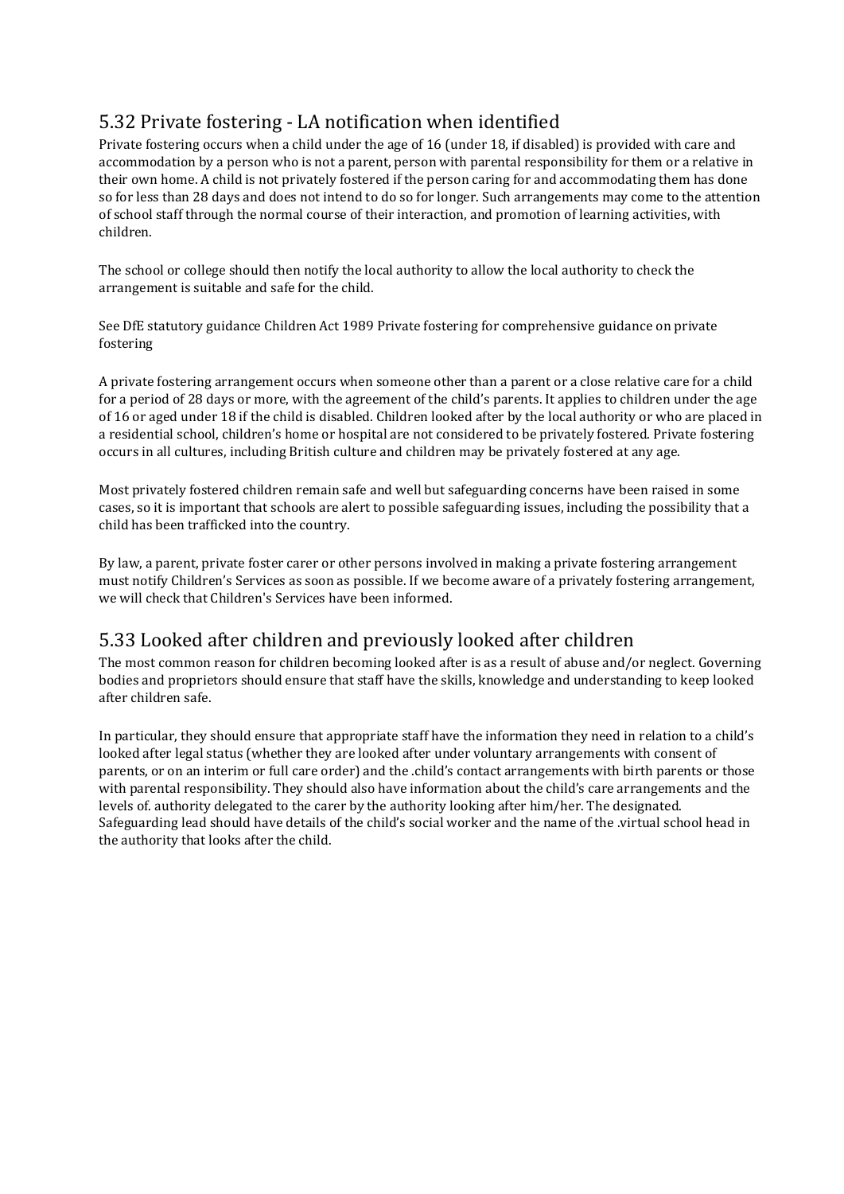## 5.32 Private fostering - LA notification when identified

Private fostering occurs when a child under the age of 16 (under 18, if disabled) is provided with care and accommodation by a person who is not a parent, person with parental responsibility for them or a relative in their own home. A child is not privately fostered if the person caring for and accommodating them has done so for less than 28 days and does not intend to do so for longer. Such arrangements may come to the attention of school staff through the normal course of their interaction, and promotion of learning activities, with children.

The school or college should then notify the local authority to allow the local authority to check the arrangement is suitable and safe for the child.

See DfE statutory guidance Children Act 1989 Private fostering for comprehensive guidance on private fostering

A private fostering arrangement occurs when someone other than a parent or a close relative care for a child for a period of 28 days or more, with the agreement of the child's parents. It applies to children under the age of 16 or aged under 18 if the child is disabled. Children looked after by the local authority or who are placed in a residential school, children's home or hospital are not considered to be privately fostered. Private fostering occurs in all cultures, including British culture and children may be privately fostered at any age.

Most privately fostered children remain safe and well but safeguarding concerns have been raised in some cases, so it is important that schools are alert to possible safeguarding issues, including the possibility that a child has been trafficked into the country.

By law, a parent, private foster carer or other persons involved in making a private fostering arrangement must notify Children's Services as soon as possible. If we become aware of a privately fostering arrangement, we will check that Children's Services have been informed.

## 5.33 Looked after children and previously looked after children

The most common reason for children becoming looked after is as a result of abuse and/or neglect. Governing bodies and proprietors should ensure that staff have the skills, knowledge and understanding to keep looked after children safe.

In particular, they should ensure that appropriate staff have the information they need in relation to a child's looked after legal status (whether they are looked after under voluntary arrangements with consent of parents, or on an interim or full care order) and the .child's contact arrangements with birth parents or those with parental responsibility. They should also have information about the child's care arrangements and the levels of. authority delegated to the carer by the authority looking after him/her. The designated. Safeguarding lead should have details of the child's social worker and the name of the .virtual school head in the authority that looks after the child.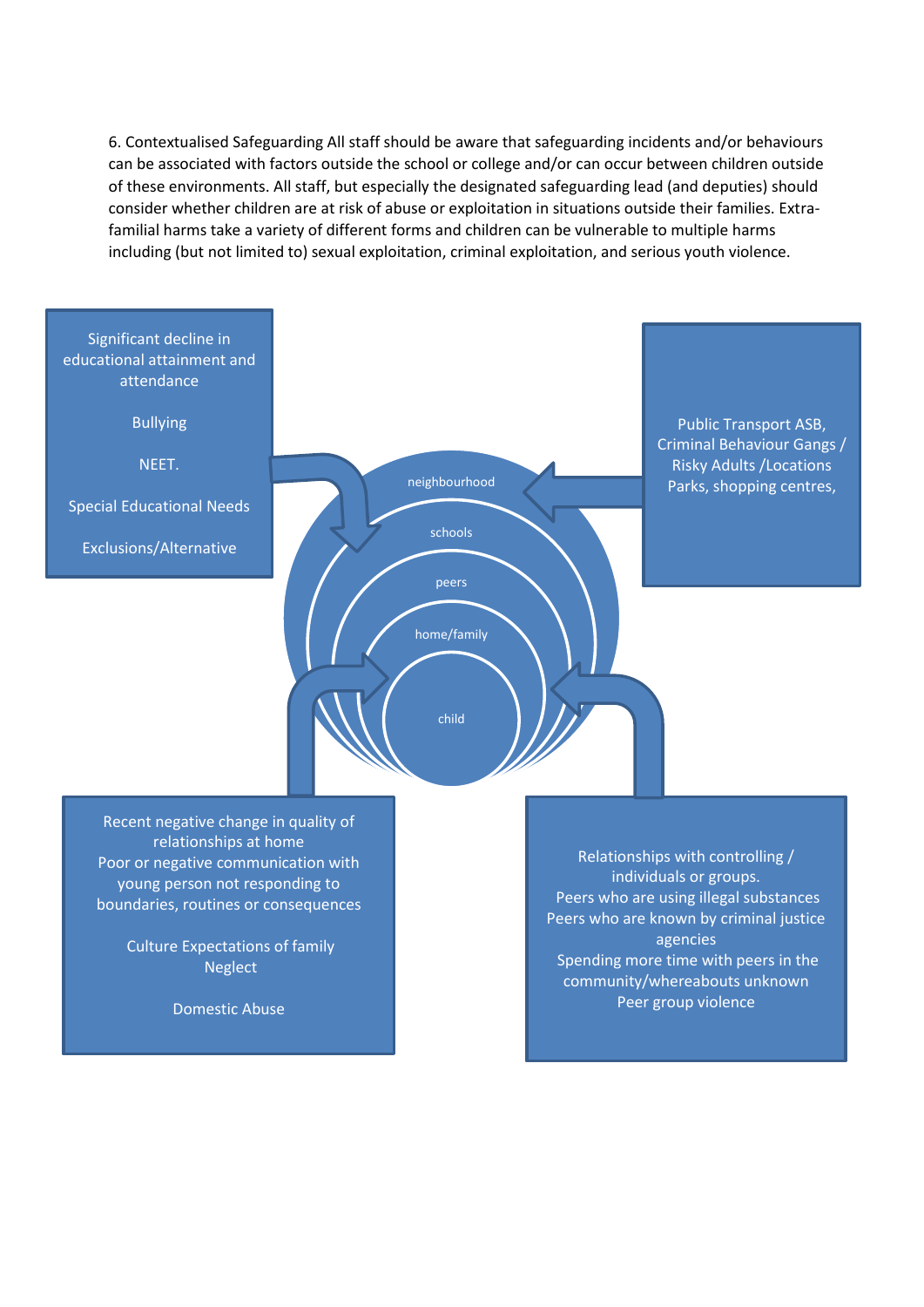6. Contextualised Safeguarding All staff should be aware that safeguarding incidents and/or behaviours can be associated with factors outside the school or college and/or can occur between children outside of these environments. All staff, but especially the designated safeguarding lead (and deputies) should consider whether children are at risk of abuse or exploitation in situations outside their families. Extra-familial harms take a variety of different forms and children can be vulnerable to multiple harms including (but not limited to) sexual exploitation, criminal exploitation, and serious youth violence.

Significant decline in educational attainment and attendance

Bullying

NEET.

Special Educational Needs

Exclusions/Alternative

Public Transport ASB, Criminal Behaviour Gangs / Risky Adults /Locations Parks, shopping centres,

neighbourhood

schools

peers

home/family

child

Recent negative change in quality of relationships at home
Poor or negative communication with young person not responding to boundaries, routines or consequences

Culture Expectations of family
Neglect

Domestic Abuse

Relationships with controlling / individuals or groups.
Peers who are using illegal substances
Peers who are known by criminal justice agencies
Spending more time with peers in the community/whereabouts unknown
Peer group violence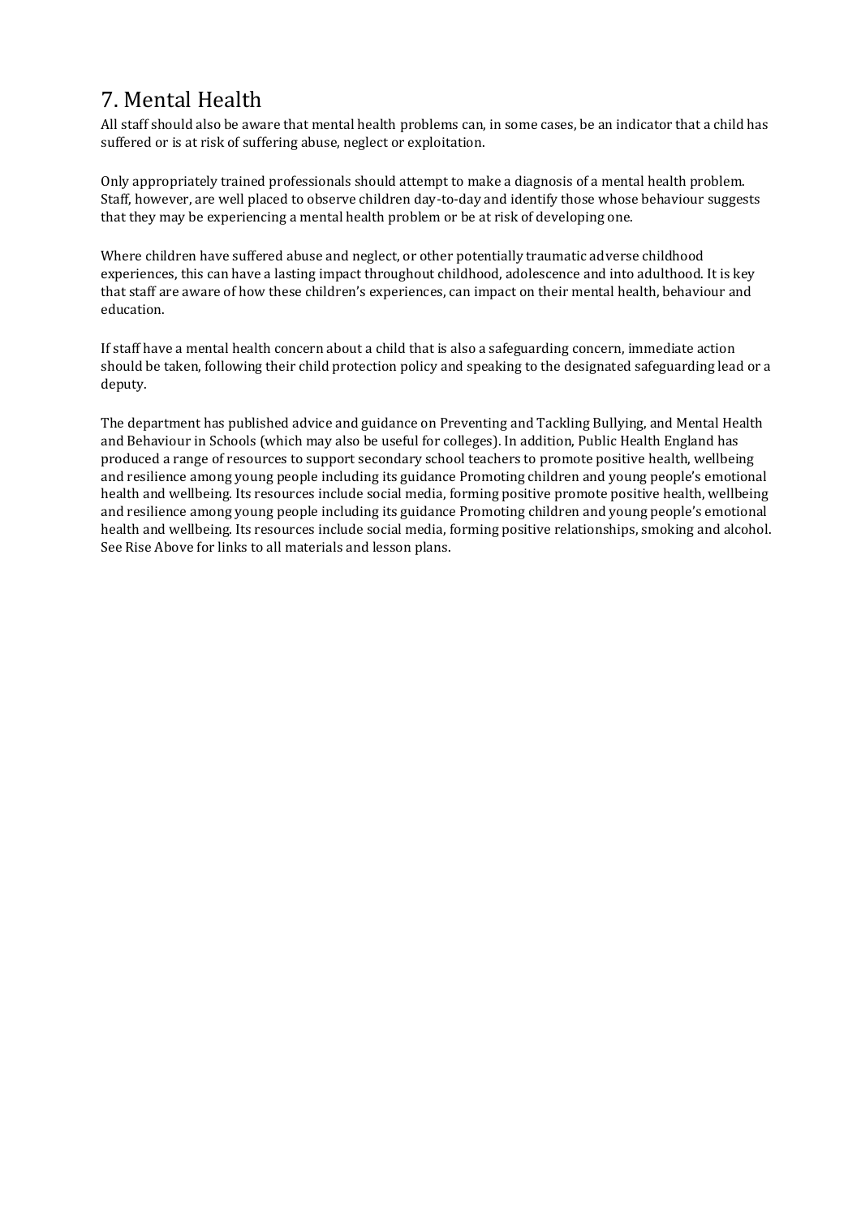# 7. Mental Health

All staff should also be aware that mental health problems can, in some cases, be an indicator that a child has suffered or is at risk of suffering abuse, neglect or exploitation.

Only appropriately trained professionals should attempt to make a diagnosis of a mental health problem. Staff, however, are well placed to observe children day-to-day and identify those whose behaviour suggests that they may be experiencing a mental health problem or be at risk of developing one.

Where children have suffered abuse and neglect, or other potentially traumatic adverse childhood experiences, this can have a lasting impact throughout childhood, adolescence and into adulthood. It is key that staff are aware of how these children's experiences, can impact on their mental health, behaviour and education.

If staff have a mental health concern about a child that is also a safeguarding concern, immediate action should be taken, following their child protection policy and speaking to the designated safeguarding lead or a deputy.

The department has published advice and guidance on Preventing and Tackling Bullying, and Mental Health and Behaviour in Schools (which may also be useful for colleges). In addition, Public Health England has produced a range of resources to support secondary school teachers to promote positive health, wellbeing and resilience among young people including its guidance Promoting children and young people's emotional health and wellbeing. Its resources include social media, forming positive promote positive health, wellbeing and resilience among young people including its guidance Promoting children and young people's emotional health and wellbeing. Its resources include social media, forming positive relationships, smoking and alcohol. See Rise Above for links to all materials and lesson plans.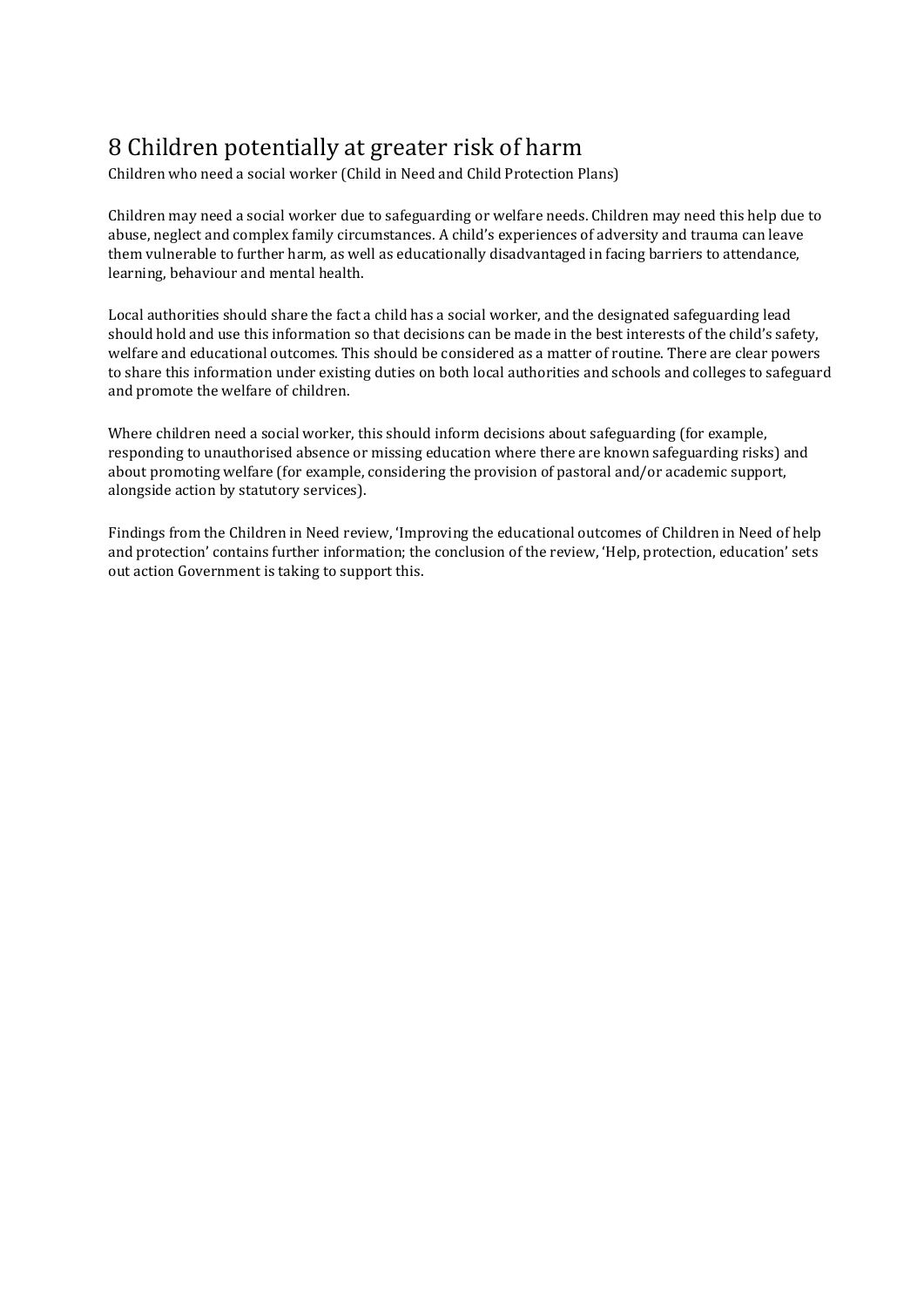# 8 Children potentially at greater risk of harm

Children who need a social worker (Child in Need and Child Protection Plans)

Children may need a social worker due to safeguarding or welfare needs. Children may need this help due to abuse, neglect and complex family circumstances. A child's experiences of adversity and trauma can leave them vulnerable to further harm, as well as educationally disadvantaged in facing barriers to attendance, learning, behaviour and mental health.

Local authorities should share the fact a child has a social worker, and the designated safeguarding lead should hold and use this information so that decisions can be made in the best interests of the child's safety, welfare and educational outcomes. This should be considered as a matter of routine. There are clear powers to share this information under existing duties on both local authorities and schools and colleges to safeguard and promote the welfare of children.

Where children need a social worker, this should inform decisions about safeguarding (for example, responding to unauthorised absence or missing education where there are known safeguarding risks) and about promoting welfare (for example, considering the provision of pastoral and/or academic support, alongside action by statutory services).

Findings from the Children in Need review, 'Improving the educational outcomes of Children in Need of help and protection' contains further information; the conclusion of the review, 'Help, protection, education' sets out action Government is taking to support this.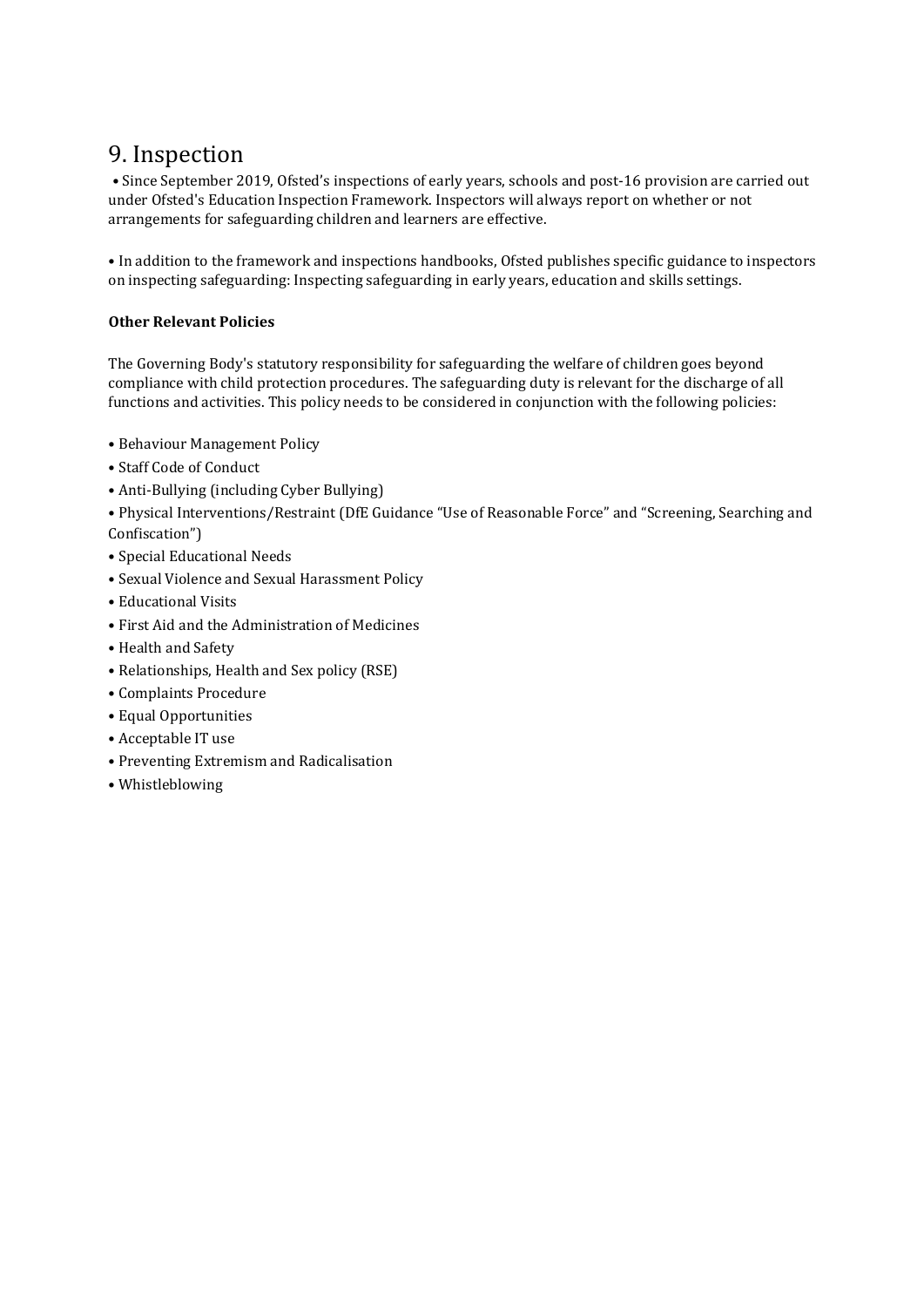## 9. Inspection

• Since September 2019, Ofsted's inspections of early years, schools and post-16 provision are carried out under Ofsted's Education Inspection Framework. Inspectors will always report on whether or not arrangements for safeguarding children and learners are effective.

• In addition to the framework and inspections handbooks, Ofsted publishes specific guidance to inspectors on inspecting safeguarding: Inspecting safeguarding in early years, education and skills settings.

**Other Relevant Policies**

The Governing Body's statutory responsibility for safeguarding the welfare of children goes beyond compliance with child protection procedures. The safeguarding duty is relevant for the discharge of all functions and activities. This policy needs to be considered in conjunction with the following policies:

- Behaviour Management Policy
- Staff Code of Conduct
- Anti-Bullying (including Cyber Bullying)
- Physical Interventions/Restraint (DfE Guidance "Use of Reasonable Force" and "Screening, Searching and Confiscation")
- Special Educational Needs
- Sexual Violence and Sexual Harassment Policy
- Educational Visits
- First Aid and the Administration of Medicines
- Health and Safety
- Relationships, Health and Sex policy (RSE)
- Complaints Procedure
- Equal Opportunities
- Acceptable IT use
- Preventing Extremism and Radicalisation
- Whistleblowing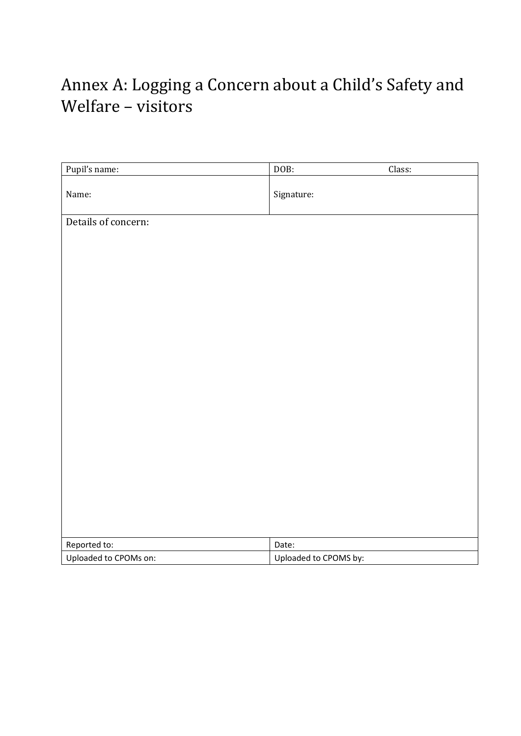# Annex A: Logging a Concern about a Child's Safety and Welfare – visitors

| Pupil's name: | DOB: Class: |
| --- | --- |
| Name: | Signature: |
| Details of concern: | |
| Reported to: | Date: |
| Uploaded to CPOMs on: | Uploaded to CPOMS by: |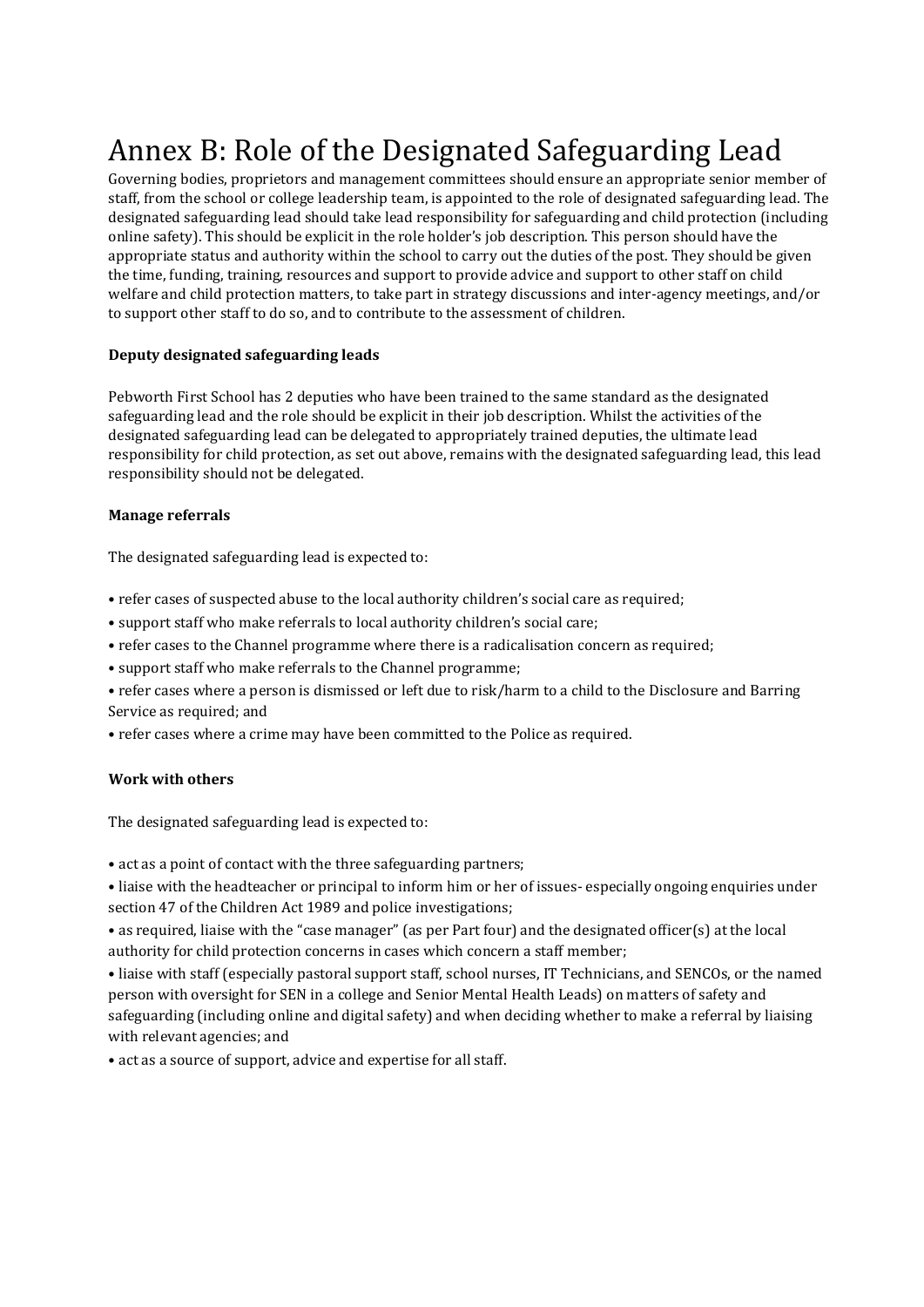# Annex B: Role of the Designated Safeguarding Lead

Governing bodies, proprietors and management committees should ensure an appropriate senior member of staff, from the school or college leadership team, is appointed to the role of designated safeguarding lead. The designated safeguarding lead should take lead responsibility for safeguarding and child protection (including online safety). This should be explicit in the role holder's job description. This person should have the appropriate status and authority within the school to carry out the duties of the post. They should be given the time, funding, training, resources and support to provide advice and support to other staff on child welfare and child protection matters, to take part in strategy discussions and inter-agency meetings, and/or to support other staff to do so, and to contribute to the assessment of children.

**Deputy designated safeguarding leads**

Pebworth First School has 2 deputies who have been trained to the same standard as the designated safeguarding lead and the role should be explicit in their job description. Whilst the activities of the designated safeguarding lead can be delegated to appropriately trained deputies, the ultimate lead responsibility for child protection, as set out above, remains with the designated safeguarding lead, this lead responsibility should not be delegated.

**Manage referrals**

The designated safeguarding lead is expected to:

- refer cases of suspected abuse to the local authority children's social care as required;
- support staff who make referrals to local authority children's social care;
- refer cases to the Channel programme where there is a radicalisation concern as required;
- support staff who make referrals to the Channel programme;
- refer cases where a person is dismissed or left due to risk/harm to a child to the Disclosure and Barring Service as required; and
- refer cases where a crime may have been committed to the Police as required.

**Work with others**

The designated safeguarding lead is expected to:

- act as a point of contact with the three safeguarding partners;
- liaise with the headteacher or principal to inform him or her of issues- especially ongoing enquiries under section 47 of the Children Act 1989 and police investigations;
- as required, liaise with the "case manager" (as per Part four) and the designated officer(s) at the local authority for child protection concerns in cases which concern a staff member;
- liaise with staff (especially pastoral support staff, school nurses, IT Technicians, and SENCOs, or the named person with oversight for SEN in a college and Senior Mental Health Leads) on matters of safety and safeguarding (including online and digital safety) and when deciding whether to make a referral by liaising with relevant agencies; and
- act as a source of support, advice and expertise for all staff.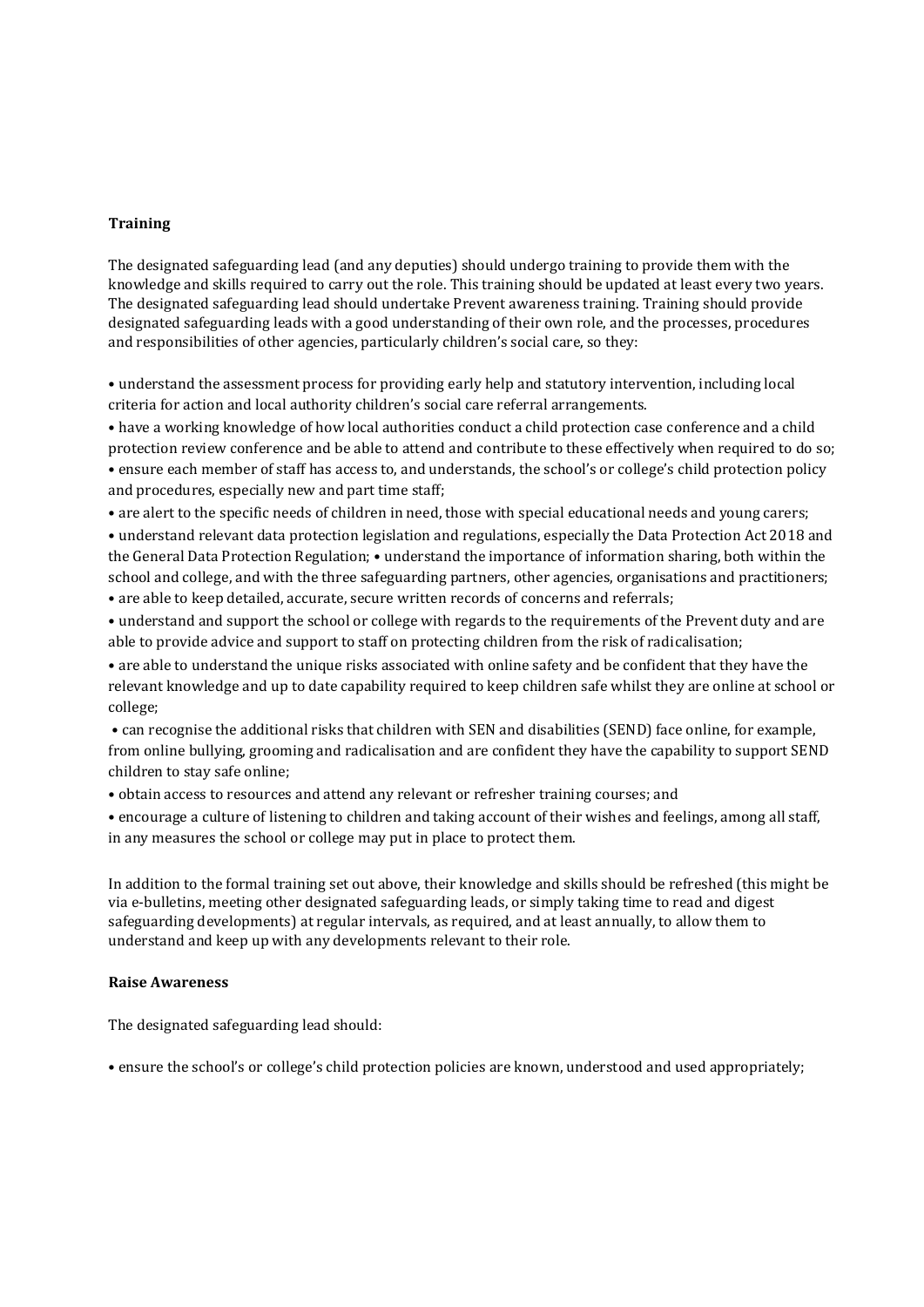**Training**

The designated safeguarding lead (and any deputies) should undergo training to provide them with the knowledge and skills required to carry out the role. This training should be updated at least every two years. The designated safeguarding lead should undertake Prevent awareness training. Training should provide designated safeguarding leads with a good understanding of their own role, and the processes, procedures and responsibilities of other agencies, particularly children's social care, so they:

- understand the assessment process for providing early help and statutory intervention, including local criteria for action and local authority children's social care referral arrangements.
- have a working knowledge of how local authorities conduct a child protection case conference and a child protection review conference and be able to attend and contribute to these effectively when required to do so;
- ensure each member of staff has access to, and understands, the school's or college's child protection policy and procedures, especially new and part time staff;
- are alert to the specific needs of children in need, those with special educational needs and young carers;
- understand relevant data protection legislation and regulations, especially the Data Protection Act 2018 and the General Data Protection Regulation;
- understand the importance of information sharing, both within the school and college, and with the three safeguarding partners, other agencies, organisations and practitioners;
- are able to keep detailed, accurate, secure written records of concerns and referrals;
- understand and support the school or college with regards to the requirements of the Prevent duty and are able to provide advice and support to staff on protecting children from the risk of radicalisation;
- are able to understand the unique risks associated with online safety and be confident that they have the relevant knowledge and up to date capability required to keep children safe whilst they are online at school or college;
- can recognise the additional risks that children with SEN and disabilities (SEND) face online, for example, from online bullying, grooming and radicalisation and are confident they have the capability to support SEND children to stay safe online;
- obtain access to resources and attend any relevant or refresher training courses; and
- encourage a culture of listening to children and taking account of their wishes and feelings, among all staff, in any measures the school or college may put in place to protect them.

In addition to the formal training set out above, their knowledge and skills should be refreshed (this might be via e-bulletins, meeting other designated safeguarding leads, or simply taking time to read and digest safeguarding developments) at regular intervals, as required, and at least annually, to allow them to understand and keep up with any developments relevant to their role.

**Raise Awareness**

The designated safeguarding lead should:

- ensure the school's or college's child protection policies are known, understood and used appropriately;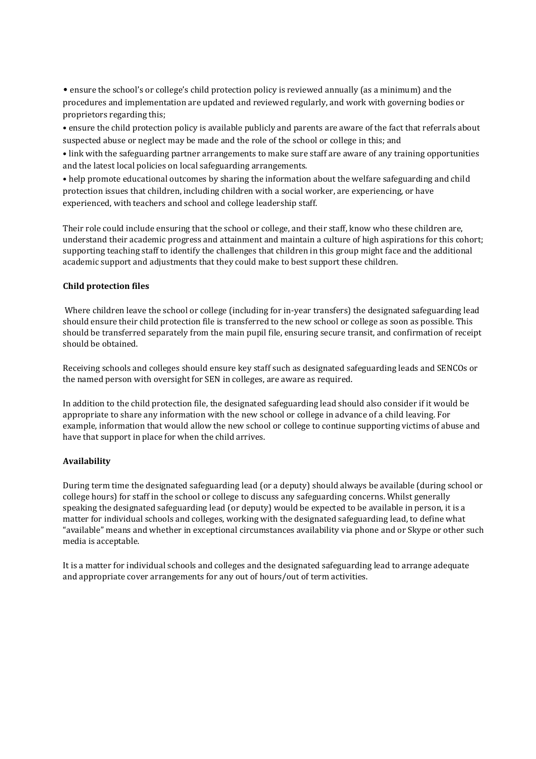- ensure the school's or college's child protection policy is reviewed annually (as a minimum) and the procedures and implementation are updated and reviewed regularly, and work with governing bodies or proprietors regarding this;
- ensure the child protection policy is available publicly and parents are aware of the fact that referrals about suspected abuse or neglect may be made and the role of the school or college in this; and
- link with the safeguarding partner arrangements to make sure staff are aware of any training opportunities and the latest local policies on local safeguarding arrangements.
- help promote educational outcomes by sharing the information about the welfare safeguarding and child protection issues that children, including children with a social worker, are experiencing, or have experienced, with teachers and school and college leadership staff.

Their role could include ensuring that the school or college, and their staff, know who these children are, understand their academic progress and attainment and maintain a culture of high aspirations for this cohort; supporting teaching staff to identify the challenges that children in this group might face and the additional academic support and adjustments that they could make to best support these children.

**Child protection files**

Where children leave the school or college (including for in-year transfers) the designated safeguarding lead should ensure their child protection file is transferred to the new school or college as soon as possible. This should be transferred separately from the main pupil file, ensuring secure transit, and confirmation of receipt should be obtained.

Receiving schools and colleges should ensure key staff such as designated safeguarding leads and SENCOs or the named person with oversight for SEN in colleges, are aware as required.

In addition to the child protection file, the designated safeguarding lead should also consider if it would be appropriate to share any information with the new school or college in advance of a child leaving. For example, information that would allow the new school or college to continue supporting victims of abuse and have that support in place for when the child arrives.

**Availability**

During term time the designated safeguarding lead (or a deputy) should always be available (during school or college hours) for staff in the school or college to discuss any safeguarding concerns. Whilst generally speaking the designated safeguarding lead (or deputy) would be expected to be available in person, it is a matter for individual schools and colleges, working with the designated safeguarding lead, to define what "available" means and whether in exceptional circumstances availability via phone and or Skype or other such media is acceptable.

It is a matter for individual schools and colleges and the designated safeguarding lead to arrange adequate and appropriate cover arrangements for any out of hours/out of term activities.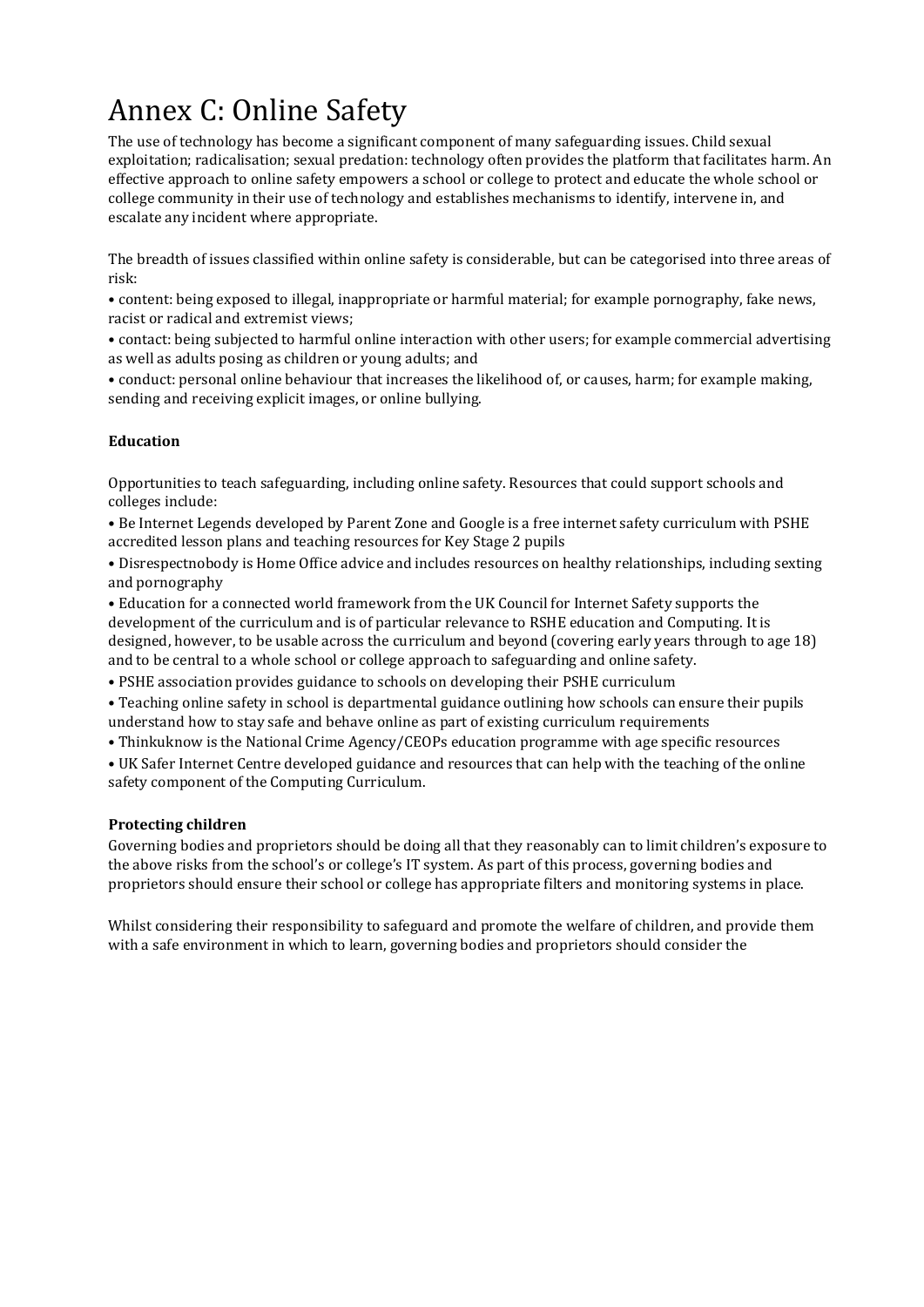# Annex C: Online Safety

The use of technology has become a significant component of many safeguarding issues. Child sexual exploitation; radicalisation; sexual predation: technology often provides the platform that facilitates harm. An effective approach to online safety empowers a school or college to protect and educate the whole school or college community in their use of technology and establishes mechanisms to identify, intervene in, and escalate any incident where appropriate.

The breadth of issues classified within online safety is considerable, but can be categorised into three areas of risk:

- content: being exposed to illegal, inappropriate or harmful material; for example pornography, fake news, racist or radical and extremist views;
- contact: being subjected to harmful online interaction with other users; for example commercial advertising as well as adults posing as children or young adults; and
- conduct: personal online behaviour that increases the likelihood of, or causes, harm; for example making, sending and receiving explicit images, or online bullying.

**Education**

Opportunities to teach safeguarding, including online safety. Resources that could support schools and colleges include:

- Be Internet Legends developed by Parent Zone and Google is a free internet safety curriculum with PSHE accredited lesson plans and teaching resources for Key Stage 2 pupils
- Disrespectnobody is Home Office advice and includes resources on healthy relationships, including sexting and pornography
- Education for a connected world framework from the UK Council for Internet Safety supports the development of the curriculum and is of particular relevance to RSHE education and Computing. It is designed, however, to be usable across the curriculum and beyond (covering early years through to age 18) and to be central to a whole school or college approach to safeguarding and online safety.
- PSHE association provides guidance to schools on developing their PSHE curriculum
- Teaching online safety in school is departmental guidance outlining how schools can ensure their pupils understand how to stay safe and behave online as part of existing curriculum requirements
- Thinkuknow is the National Crime Agency/CEOPs education programme with age specific resources
- UK Safer Internet Centre developed guidance and resources that can help with the teaching of the online safety component of the Computing Curriculum.

**Protecting children**

Governing bodies and proprietors should be doing all that they reasonably can to limit children's exposure to the above risks from the school's or college's IT system. As part of this process, governing bodies and proprietors should ensure their school or college has appropriate filters and monitoring systems in place.

Whilst considering their responsibility to safeguard and promote the welfare of children, and provide them with a safe environment in which to learn, governing bodies and proprietors should consider the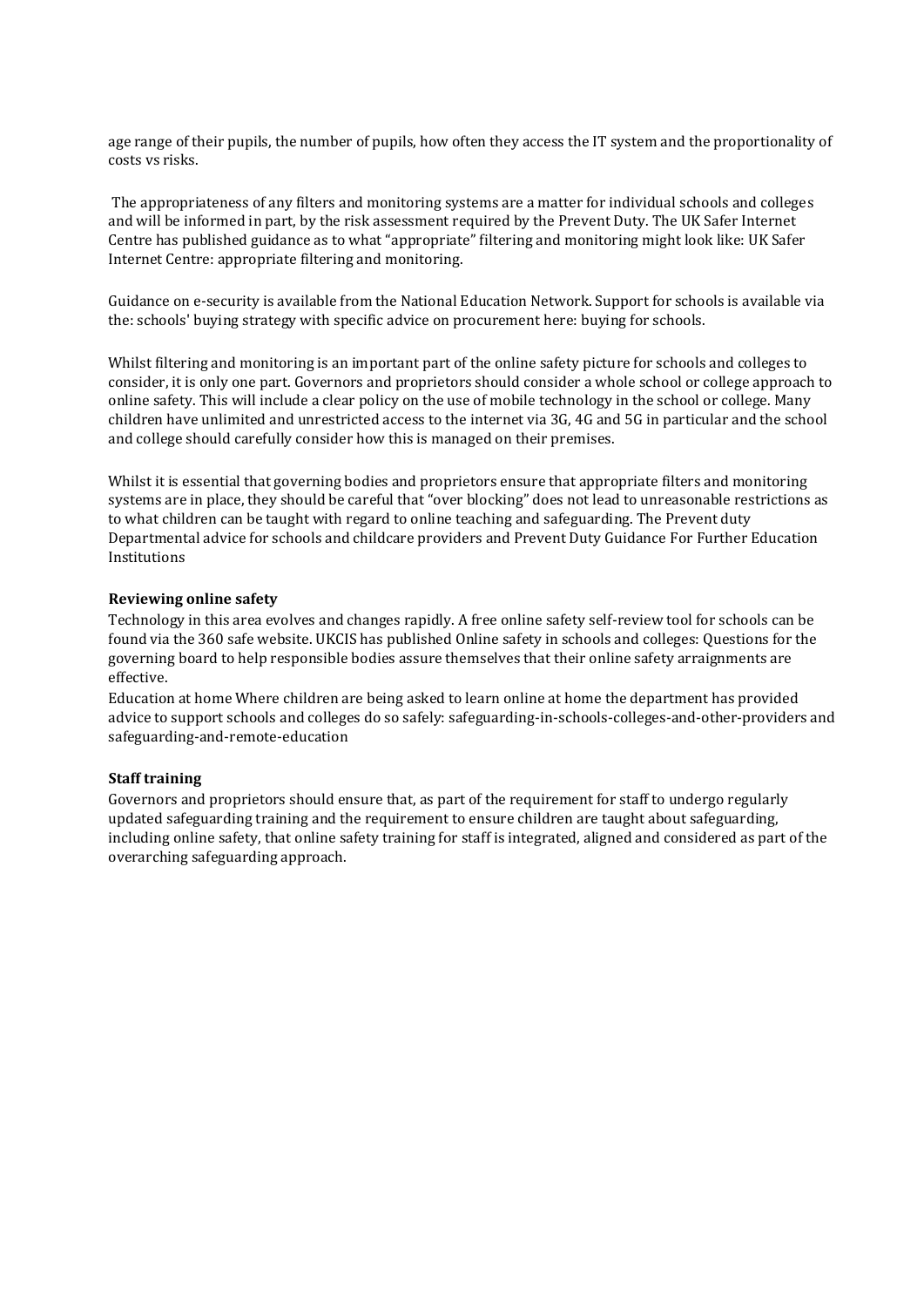age range of their pupils, the number of pupils, how often they access the IT system and the proportionality of costs vs risks.

The appropriateness of any filters and monitoring systems are a matter for individual schools and colleges and will be informed in part, by the risk assessment required by the Prevent Duty. The UK Safer Internet Centre has published guidance as to what "appropriate" filtering and monitoring might look like: UK Safer Internet Centre: appropriate filtering and monitoring.

Guidance on e-security is available from the National Education Network. Support for schools is available via the: schools' buying strategy with specific advice on procurement here: buying for schools.

Whilst filtering and monitoring is an important part of the online safety picture for schools and colleges to consider, it is only one part. Governors and proprietors should consider a whole school or college approach to online safety. This will include a clear policy on the use of mobile technology in the school or college. Many children have unlimited and unrestricted access to the internet via 3G, 4G and 5G in particular and the school and college should carefully consider how this is managed on their premises.

Whilst it is essential that governing bodies and proprietors ensure that appropriate filters and monitoring systems are in place, they should be careful that "over blocking" does not lead to unreasonable restrictions as to what children can be taught with regard to online teaching and safeguarding. The Prevent duty Departmental advice for schools and childcare providers and Prevent Duty Guidance For Further Education Institutions

**Reviewing online safety**

Technology in this area evolves and changes rapidly. A free online safety self-review tool for schools can be found via the 360 safe website. UKCIS has published Online safety in schools and colleges: Questions for the governing board to help responsible bodies assure themselves that their online safety arraignments are effective.

Education at home Where children are being asked to learn online at home the department has provided advice to support schools and colleges do so safely: safeguarding-in-schools-colleges-and-other-providers and safeguarding-and-remote-education

**Staff training**

Governors and proprietors should ensure that, as part of the requirement for staff to undergo regularly updated safeguarding training and the requirement to ensure children are taught about safeguarding, including online safety, that online safety training for staff is integrated, aligned and considered as part of the overarching safeguarding approach.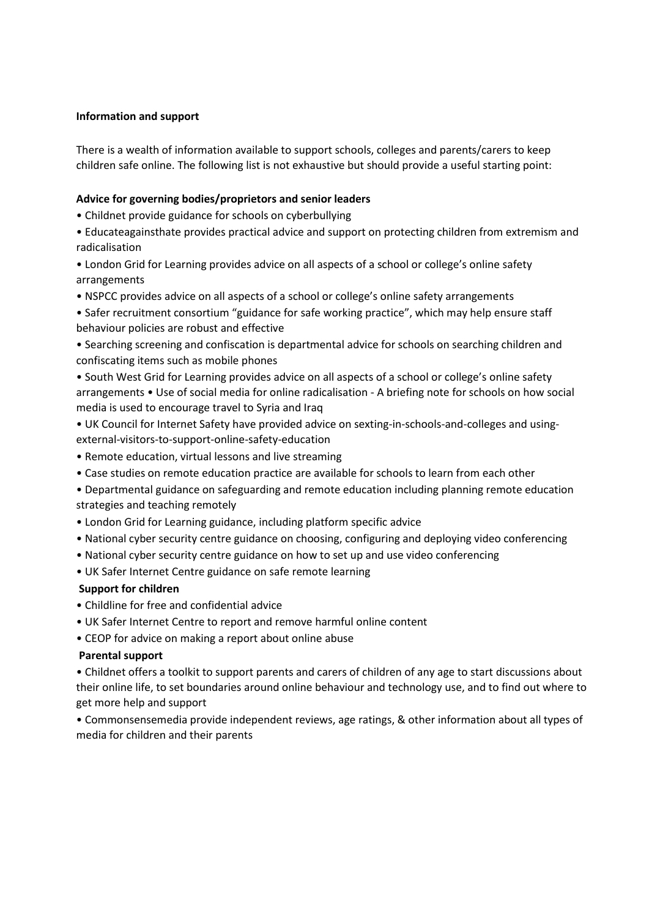**Information and support**

There is a wealth of information available to support schools, colleges and parents/carers to keep children safe online. The following list is not exhaustive but should provide a useful starting point:

**Advice for governing bodies/proprietors and senior leaders**

- Childnet provide guidance for schools on cyberbullying
- Educateagainsthate provides practical advice and support on protecting children from extremism and radicalisation
- London Grid for Learning provides advice on all aspects of a school or college's online safety arrangements
- NSPCC provides advice on all aspects of a school or college's online safety arrangements
- Safer recruitment consortium "guidance for safe working practice", which may help ensure staff behaviour policies are robust and effective
- Searching screening and confiscation is departmental advice for schools on searching children and confiscating items such as mobile phones
- South West Grid for Learning provides advice on all aspects of a school or college's online safety arrangements • Use of social media for online radicalisation - A briefing note for schools on how social media is used to encourage travel to Syria and Iraq
- UK Council for Internet Safety have provided advice on sexting-in-schools-and-colleges and using-external-visitors-to-support-online-safety-education
- Remote education, virtual lessons and live streaming
- Case studies on remote education practice are available for schools to learn from each other
- Departmental guidance on safeguarding and remote education including planning remote education strategies and teaching remotely
- London Grid for Learning guidance, including platform specific advice
- National cyber security centre guidance on choosing, configuring and deploying video conferencing
- National cyber security centre guidance on how to set up and use video conferencing
- UK Safer Internet Centre guidance on safe remote learning

**Support for children**

- Childline for free and confidential advice
- UK Safer Internet Centre to report and remove harmful online content
- CEOP for advice on making a report about online abuse

**Parental support**

- Childnet offers a toolkit to support parents and carers of children of any age to start discussions about their online life, to set boundaries around online behaviour and technology use, and to find out where to get more help and support
- Commonsensemedia provide independent reviews, age ratings, & other information about all types of media for children and their parents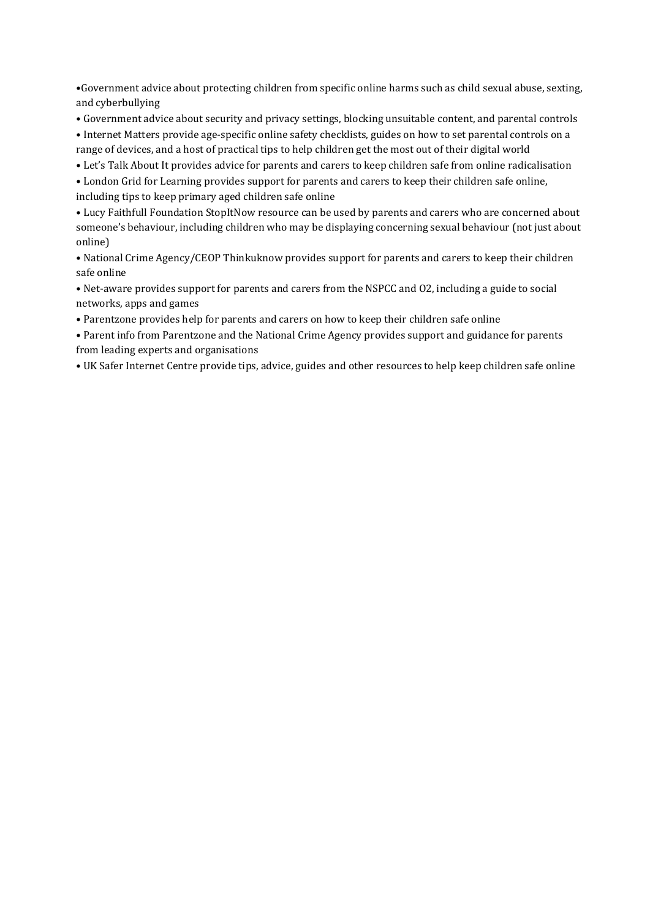- Government advice about protecting children from specific online harms such as child sexual abuse, sexting, and cyberbullying
- Government advice about security and privacy settings, blocking unsuitable content, and parental controls
- Internet Matters provide age-specific online safety checklists, guides on how to set parental controls on a range of devices, and a host of practical tips to help children get the most out of their digital world
- Let's Talk About It provides advice for parents and carers to keep children safe from online radicalisation
- London Grid for Learning provides support for parents and carers to keep their children safe online, including tips to keep primary aged children safe online
- Lucy Faithfull Foundation StopItNow resource can be used by parents and carers who are concerned about someone's behaviour, including children who may be displaying concerning sexual behaviour (not just about online)
- National Crime Agency/CEOP Thinkuknow provides support for parents and carers to keep their children safe online
- Net-aware provides support for parents and carers from the NSPCC and O2, including a guide to social networks, apps and games
- Parentzone provides help for parents and carers on how to keep their children safe online
- Parent info from Parentzone and the National Crime Agency provides support and guidance for parents from leading experts and organisations
- UK Safer Internet Centre provide tips, advice, guides and other resources to help keep children safe online